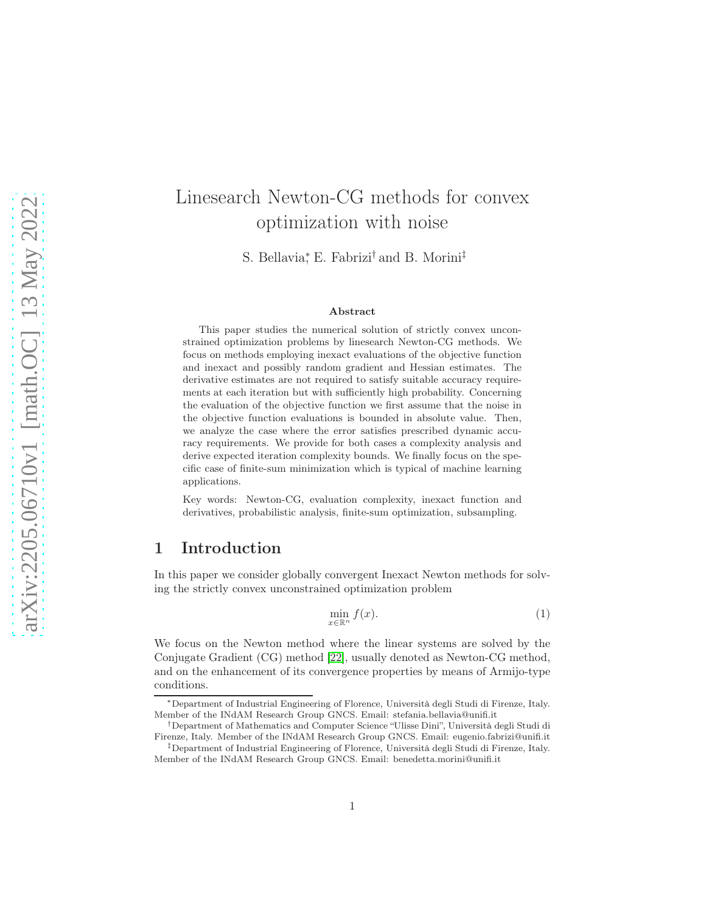# Linesearch Newton-CG methods for convex optimization with noise

S. Bellavia[*], E. Fabrizi[†] and B. Morini[‡]

### Abstract

This paper studies the numerical solution of strictly convex unconstrained optimization problems by linesearch Newton-CG methods. We focus on methods employing inexact evaluations of the objective function and inexact and possibly random gradient and Hessian estimates. The derivative estimates are not required to satisfy suitable accuracy requirements at each iteration but with sufficiently high probability. Concerning the evaluation of the objective function we first assume that the noise in the objective function evaluations is bounded in absolute value. Then, we analyze the case where the error satisfies prescribed dynamic accuracy requirements. We provide for both cases a complexity analysis and derive expected iteration complexity bounds. We finally focus on the specific case of finite-sum minimization which is typical of machine learning applications.

Key words: Newton-CG, evaluation complexity, inexact function and derivatives, probabilistic analysis, finite-sum optimization, subsampling.

## 1 Introduction

In this paper we consider globally convergent Inexact Newton methods for solving the strictly convex unconstrained optimization problem

$$\min_{x \in \mathbb{R}^n} f(x). \tag{1}$$

We focus on the Newton method where the linear systems are solved by the Conjugate Gradient (CG) method [22], usually denoted as Newton-CG method, and on the enhancement of its convergence properties by means of Armijo-type conditions.

[*]Department of Industrial Engineering of Florence, Università degli Studi di Firenze, Italy. Member of the INdAM Research Group GNCS. Email: stefania.bellavia@unifi.it

[†]Department of Mathematics and Computer Science "Ulisse Dini", Università degli Studi di Firenze, Italy. Member of the INdAM Research Group GNCS. Email: eugenio.fabrizi@unifi.it

[‡]Department of Industrial Engineering of Florence, Università degli Studi di Firenze, Italy. Member of the INdAM Research Group GNCS. Email: benedetta.morini@unifi.it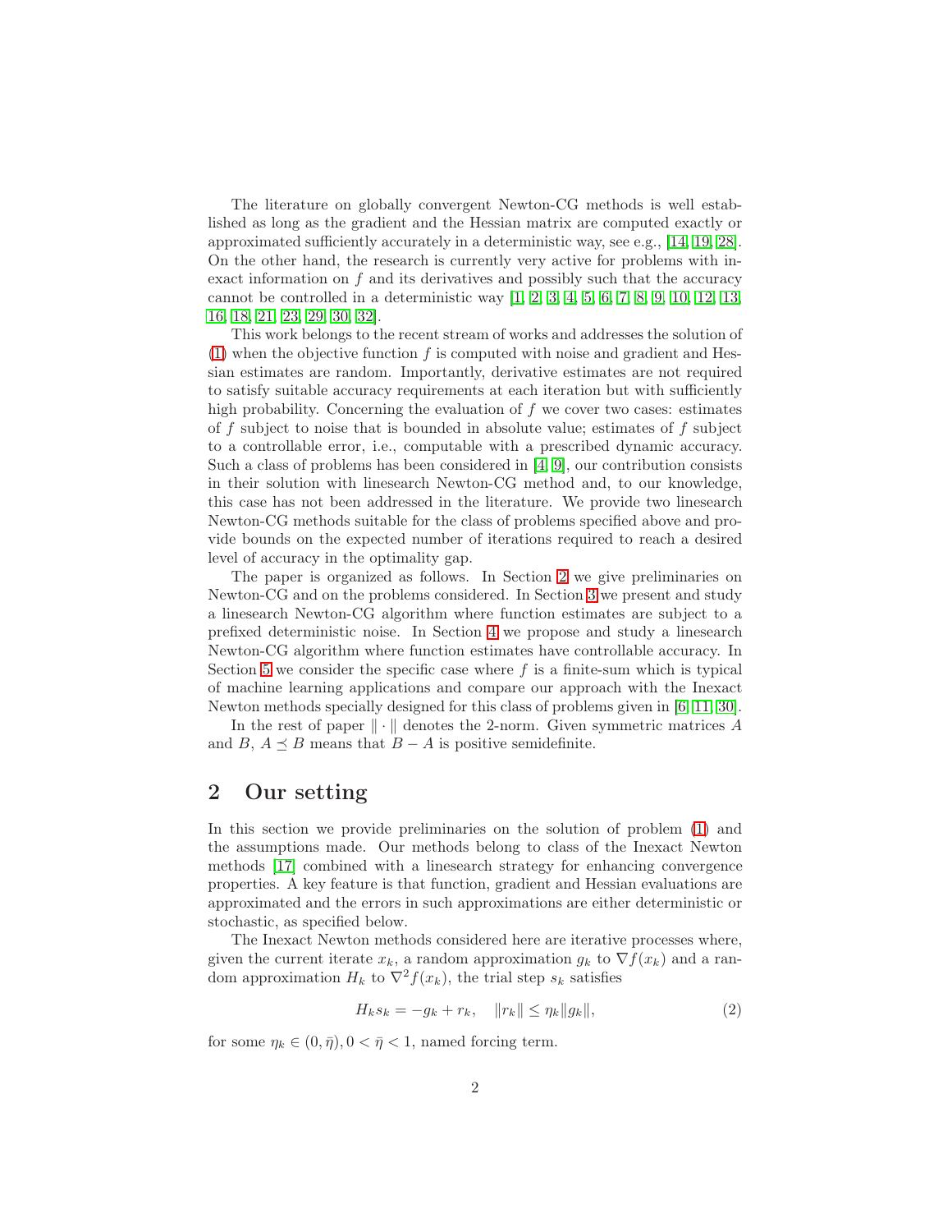The literature on globally convergent Newton-CG methods is well established as long as the gradient and the Hessian matrix are computed exactly or approximated sufficiently accurately in a deterministic way, see e.g., [14, 19, 28]. On the other hand, the research is currently very active for problems with inexact information on $f$ and its derivatives and possibly such that the accuracy cannot be controlled in a deterministic way [1, 2, 3, 4, 5, 6, 7, 8, 9, 10, 12, 13, 16, 18, 21, 23, 29, 30, 32].

This work belongs to the recent stream of works and addresses the solution of (1) when the objective function $f$ is computed with noise and gradient and Hessian estimates are random. Importantly, derivative estimates are not required to satisfy suitable accuracy requirements at each iteration but with sufficiently high probability. Concerning the evaluation of $f$ we cover two cases: estimates of $f$ subject to noise that is bounded in absolute value; estimates of $f$ subject to a controllable error, i.e., computable with a prescribed dynamic accuracy. Such a class of problems has been considered in [4, 9], our contribution consists in their solution with linesearch Newton-CG method and, to our knowledge, this case has not been addressed in the literature. We provide two linesearch Newton-CG methods suitable for the class of problems specified above and provide bounds on the expected number of iterations required to reach a desired level of accuracy in the optimality gap.

The paper is organized as follows. In Section 2 we give preliminaries on Newton-CG and on the problems considered. In Section 3 we present and study a linesearch Newton-CG algorithm where function estimates are subject to a prefixed deterministic noise. In Section 4 we propose and study a linesearch Newton-CG algorithm where function estimates have controllable accuracy. In Section 5 we consider the specific case where $f$ is a finite-sum which is typical of machine learning applications and compare our approach with the Inexact Newton methods specially designed for this class of problems given in [6, 11, 30].

In the rest of paper $\|\cdot\|$ denotes the 2-norm. Given symmetric matrices $A$ and $B$, $A \preceq B$ means that $B - A$ is positive semidefinite.

## 2 Our setting

In this section we provide preliminaries on the solution of problem (1) and the assumptions made. Our methods belong to class of the Inexact Newton methods [17] combined with a linesearch strategy for enhancing convergence properties. A key feature is that function, gradient and Hessian evaluations are approximated and the errors in such approximations are either deterministic or stochastic, as specified below.

The Inexact Newton methods considered here are iterative processes where, given the current iterate $x_k$, a random approximation $g_k$ to $\nabla f(x_k)$ and a random approximation $H_k$ to $\nabla^2 f(x_k)$, the trial step $s_k$ satisfies

$$H_k s_k = -g_k + r_k, \quad \|r_k\| \leq \eta_k \|g_k\|, \tag{2}$$

for some $\eta_k \in (0, \bar{\eta}), 0 < \bar{\eta} < 1$, named forcing term.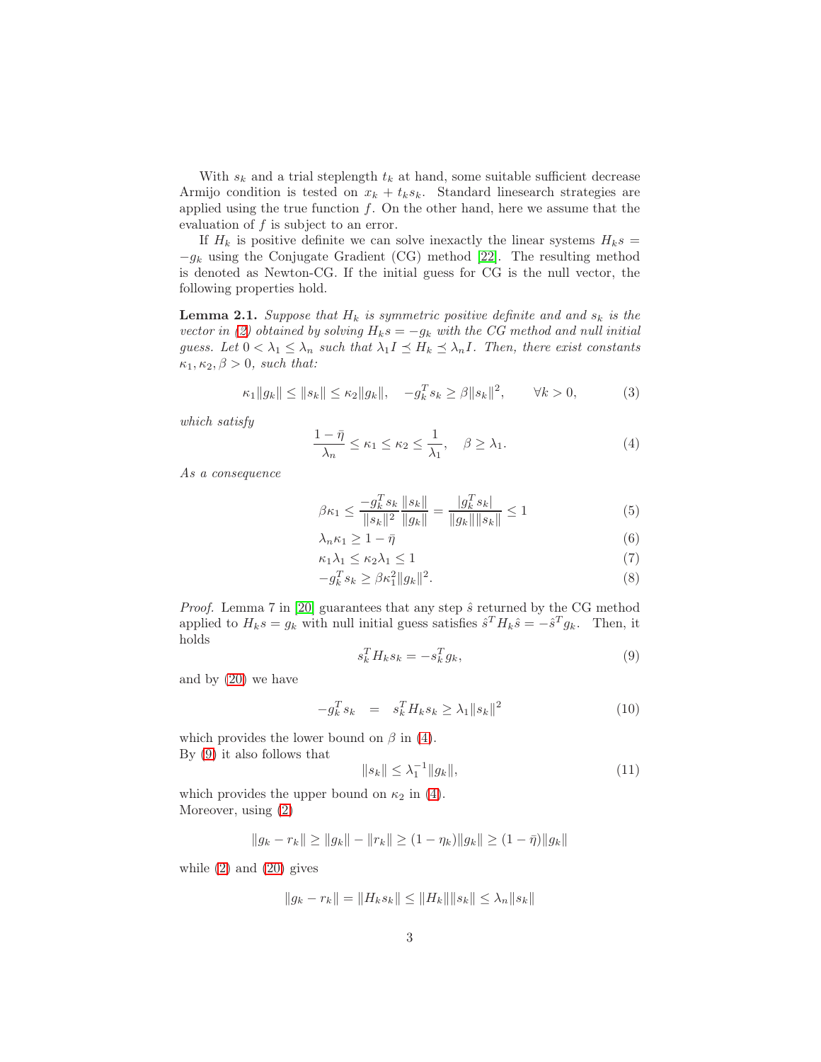With $s_k$ and a trial steplength $t_k$ at hand, some suitable sufficient decrease Armijo condition is tested on $x_k + t_k s_k$. Standard linesearch strategies are applied using the true function $f$. On the other hand, here we assume that the evaluation of $f$ is subject to an error.

If $H_k$ is positive definite we can solve inexactly the linear systems $H_k s = -g_k$ using the Conjugate Gradient (CG) method [22]. The resulting method is denoted as Newton-CG. If the initial guess for CG is the null vector, the following properties hold.

**Lemma 2.1.** *Suppose that $H_k$ is symmetric positive definite and and $s_k$ is the vector in (2) obtained by solving $H_k s = -g_k$ with the CG method and null initial guess. Let $0 < \lambda_1 \le \lambda_n$ such that $\lambda_1 I \preceq H_k \preceq \lambda_n I$. Then, there exist constants $\kappa_1, \kappa_2, \beta > 0$, such that:*

$$\kappa_1 \|g_k\| \le \|s_k\| \le \kappa_2 \|g_k\|, \quad -g_k^T s_k \ge \beta \|s_k\|^2, \qquad \forall k > 0, \tag{3}$$

*which satisfy*

$$\frac{1-\bar{\eta}}{\lambda_n} \le \kappa_1 \le \kappa_2 \le \frac{1}{\lambda_1}, \quad \beta \ge \lambda_1. \tag{4}$$

*As a consequence*

$$\beta\kappa_1 \le \frac{-g_k^T s_k}{\|s_k\|^2} \frac{\|s_k\|}{\|g_k\|} = \frac{|g_k^T s_k|}{\|g_k\|\|s_k\|} \le 1 \tag{5}$$

$$\lambda_n \kappa_1 \ge 1 - \bar{\eta} \tag{6}$$

$$\kappa_1 \lambda_1 \le \kappa_2 \lambda_1 \le 1 \tag{7}$$

$$-g_k^T s_k \ge \beta \kappa_1^2 \|g_k\|^2. \tag{8}$$

*Proof.* Lemma 7 in [20] guarantees that any step $\hat{s}$ returned by the CG method applied to $H_k s = g_k$ with null initial guess satisfies $\hat{s}^T H_k \hat{s} = -\hat{s}^T g_k$. Then, it holds

$$s_k^T H_k s_k = -s_k^T g_k, \tag{9}$$

and by (20) we have

$$-g_k^T s_k \quad = \quad s_k^T H_k s_k \ge \lambda_1 \|s_k\|^2 \tag{10}$$

which provides the lower bound on $\beta$ in (4).
By (9) it also follows that

$$\|s_k\| \le \lambda_1^{-1} \|g_k\|, \tag{11}$$

which provides the upper bound on $\kappa_2$ in (4).
Moreover, using (2)

$$\|g_k - r_k\| \ge \|g_k\| - \|r_k\| \ge (1 - \eta_k)\|g_k\| \ge (1 - \bar{\eta})\|g_k\|$$

while (2) and (20) gives

$$\|g_k - r_k\| = \|H_k s_k\| \le \|H_k\|\|s_k\| \le \lambda_n \|s_k\|$$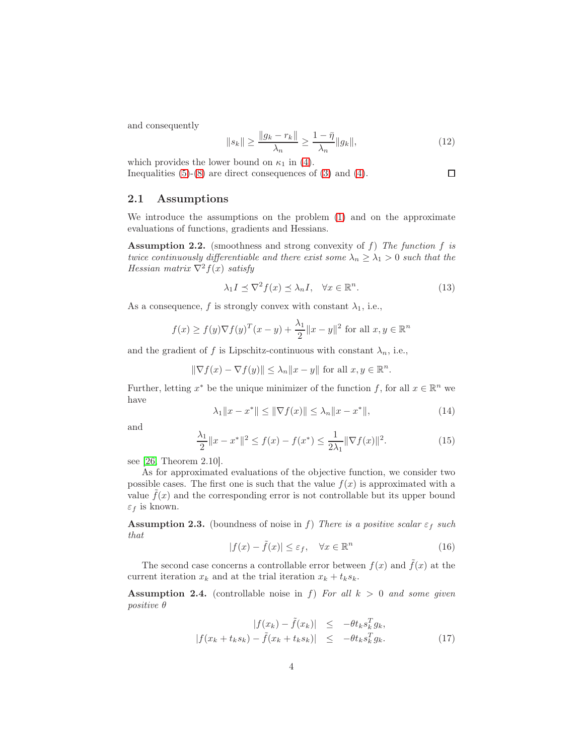and consequently

$$\|s_k\| \geq \frac{\|g_k - r_k\|}{\lambda_n} \geq \frac{1-\bar{\eta}}{\lambda_n}\|g_k\|, \tag{12}$$

which provides the lower bound on $\kappa_1$ in (4).
Inequalities (5)-(8) are direct consequences of (3) and (4). □

## 2.1 Assumptions

We introduce the assumptions on the problem (1) and on the approximate evaluations of functions, gradients and Hessians.

**Assumption 2.2.** (smoothness and strong convexity of $f$) *The function $f$ is twice continuously differentiable and there exist some $\lambda_n \geq \lambda_1 > 0$ such that the Hessian matrix $\nabla^2 f(x)$ satisfy*

$$\lambda_1 I \preceq \nabla^2 f(x) \preceq \lambda_n I, \quad \forall x \in \mathbb{R}^n. \tag{13}$$

As a consequence, $f$ is strongly convex with constant $\lambda_1$, i.e.,

$$f(x) \geq f(y)\nabla f(y)^T(x-y) + \frac{\lambda_1}{2}\|x-y\|^2 \text{ for all } x, y \in \mathbb{R}^n$$

and the gradient of $f$ is Lipschitz-continuous with constant $\lambda_n$, i.e.,

$$\|\nabla f(x) - \nabla f(y)\| \leq \lambda_n\|x-y\| \text{ for all } x, y \in \mathbb{R}^n.$$

Further, letting $x^*$ be the unique minimizer of the function $f$, for all $x \in \mathbb{R}^n$ we have

$$\lambda_1\|x-x^*\| \leq \|\nabla f(x)\| \leq \lambda_n\|x-x^*\|, \tag{14}$$

and

$$\frac{\lambda_1}{2}\|x-x^*\|^2 \leq f(x) - f(x^*) \leq \frac{1}{2\lambda_1}\|\nabla f(x)\|^2. \tag{15}$$

see [26, Theorem 2.10].

As for approximated evaluations of the objective function, we consider two possible cases. The first one is such that the value $f(x)$ is approximated with a value $\tilde{f}(x)$ and the corresponding error is not controllable but its upper bound $\varepsilon_f$ is known.

**Assumption 2.3.** (boundness of noise in $f$) *There is a positive scalar $\varepsilon_f$ such that*

$$|f(x) - \tilde{f}(x)| \leq \varepsilon_f, \quad \forall x \in \mathbb{R}^n \tag{16}$$

The second case concerns a controllable error between $f(x)$ and $\tilde{f}(x)$ at the current iteration $x_k$ and at the trial iteration $x_k + t_k s_k$.

**Assumption 2.4.** (controllable noise in $f$) *For all $k > 0$ and some given positive $\theta$*

$$\begin{aligned} |f(x_k) - \tilde{f}(x_k)| &\leq -\theta t_k s_k^T g_k, \\ |f(x_k + t_k s_k) - \tilde{f}(x_k + t_k s_k)| &\leq -\theta t_k s_k^T g_k. \end{aligned} \tag{17}$$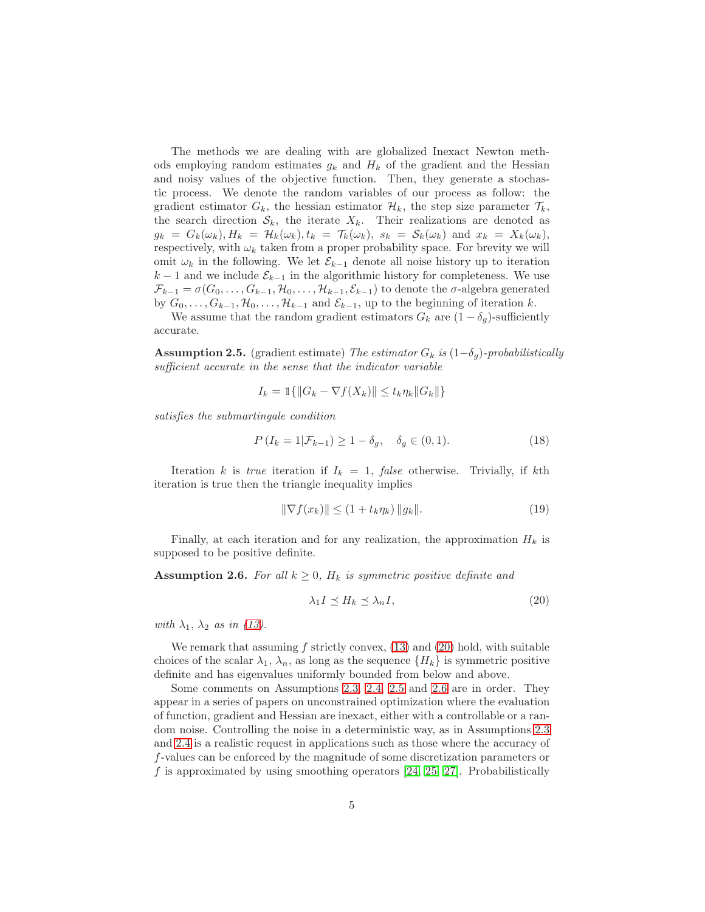The methods we are dealing with are globalized Inexact Newton methods employing random estimates $g_k$ and $H_k$ of the gradient and the Hessian and noisy values of the objective function. Then, they generate a stochastic process. We denote the random variables of our process as follow: the gradient estimator $G_k$, the hessian estimator $\mathcal{H}_k$, the step size parameter $\mathcal{T}_k$, the search direction $\mathcal{S}_k$, the iterate $X_k$. Their realizations are denoted as $g_k = G_k(\omega_k), H_k = \mathcal{H}_k(\omega_k), t_k = \mathcal{T}_k(\omega_k),\ s_k = \mathcal{S}_k(\omega_k)$ and $x_k = X_k(\omega_k)$, respectively, with $\omega_k$ taken from a proper probability space. For brevity we will omit $\omega_k$ in the following. We let $\mathcal{E}_{k-1}$ denote all noise history up to iteration $k-1$ and we include $\mathcal{E}_{k-1}$ in the algorithmic history for completeness. We use $\mathcal{F}_{k-1} = \sigma(G_0, \ldots, G_{k-1}, \mathcal{H}_0, \ldots, \mathcal{H}_{k-1}, \mathcal{E}_{k-1})$ to denote the $\sigma$-algebra generated by $G_0, \ldots, G_{k-1}, \mathcal{H}_0, \ldots, \mathcal{H}_{k-1}$ and $\mathcal{E}_{k-1}$, up to the beginning of iteration $k$.

We assume that the random gradient estimators $G_k$ are $(1-\delta_g)$-sufficiently accurate.

**Assumption 2.5.** (gradient estimate) *The estimator $G_k$ is $(1-\delta_g)$-probabilistically sufficient accurate in the sense that the indicator variable*

$$I_k = \mathbb{1}\{\|G_k - \nabla f(X_k)\| \leq t_k \eta_k \|G_k\|\}$$

*satisfies the submartingale condition*

$$P\left(I_k = 1 | \mathcal{F}_{k-1}\right) \geq 1 - \delta_g, \quad \delta_g \in (0,1). \tag{18}$$

Iteration $k$ is *true* iteration if $I_k = 1$, *false* otherwise. Trivially, if $k$th iteration is true then the triangle inequality implies

$$\|\nabla f(x_k)\| \leq (1 + t_k \eta_k) \|g_k\|. \tag{19}$$

Finally, at each iteration and for any realization, the approximation $H_k$ is supposed to be positive definite.

**Assumption 2.6.** *For all $k \geq 0$, $H_k$ is symmetric positive definite and*

$$\lambda_1 I \preceq H_k \preceq \lambda_n I, \tag{20}$$

*with $\lambda_1$, $\lambda_2$ as in (13).*

We remark that assuming $f$ strictly convex, (13) and (20) hold, with suitable choices of the scalar $\lambda_1$, $\lambda_n$, as long as the sequence $\{H_k\}$ is symmetric positive definite and has eigenvalues uniformly bounded from below and above.

Some comments on Assumptions 2.3, 2.4, 2.5 and 2.6 are in order. They appear in a series of papers on unconstrained optimization where the evaluation of function, gradient and Hessian are inexact, either with a controllable or a random noise. Controlling the noise in a deterministic way, as in Assumptions 2.3 and 2.4 is a realistic request in applications such as those where the accuracy of $f$-values can be enforced by the magnitude of some discretization parameters or $f$ is approximated by using smoothing operators [24, 25, 27]. Probabilistically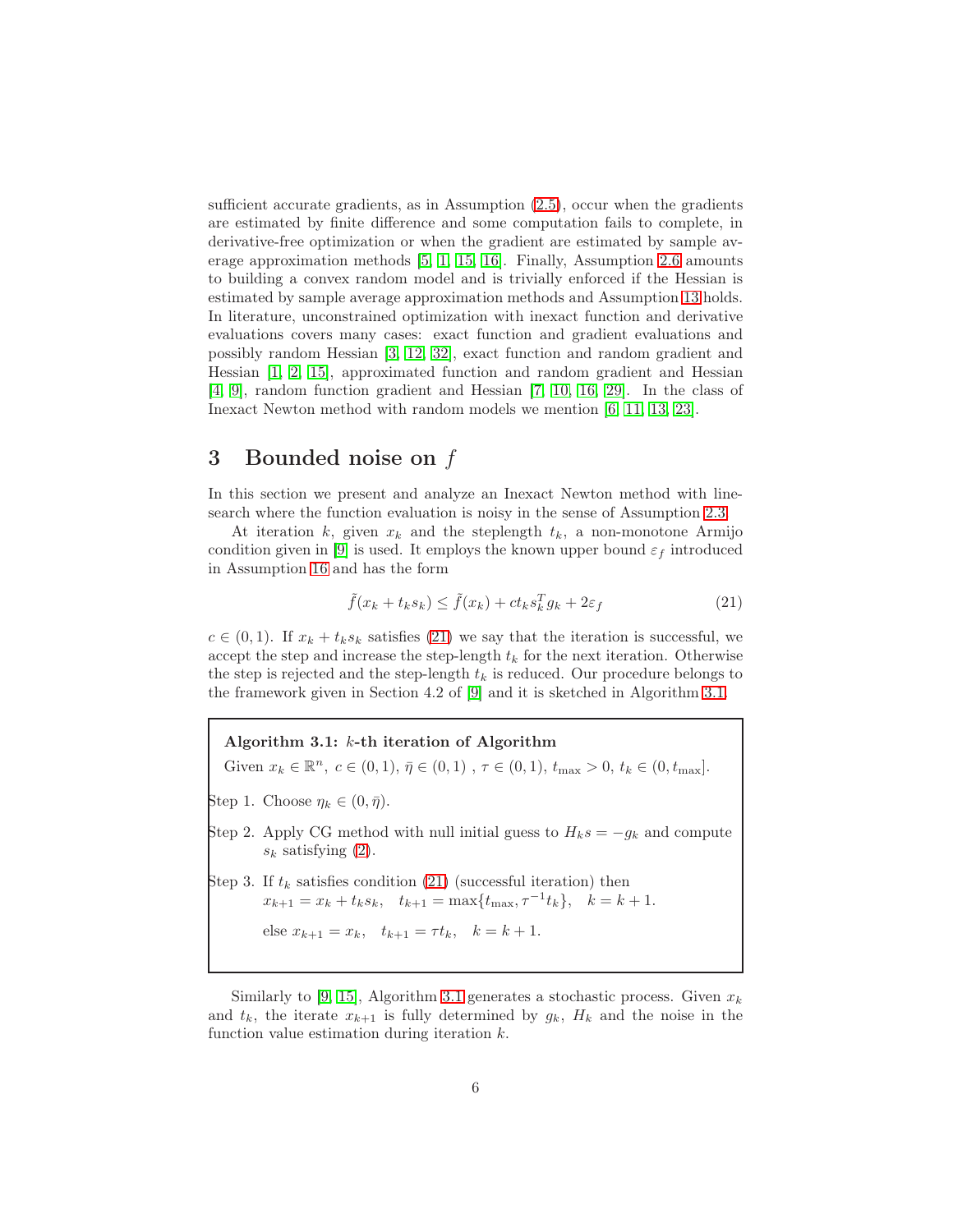sufficient accurate gradients, as in Assumption (2.5), occur when the gradients are estimated by finite difference and some computation fails to complete, in derivative-free optimization or when the gradient are estimated by sample average approximation methods [5, 1, 15, 16]. Finally, Assumption 2.6 amounts to building a convex random model and is trivially enforced if the Hessian is estimated by sample average approximation methods and Assumption 13 holds. In literature, unconstrained optimization with inexact function and derivative evaluations covers many cases: exact function and gradient evaluations and possibly random Hessian [3, 12, 32], exact function and random gradient and Hessian [1, 2, 15], approximated function and random gradient and Hessian [4, 9], random function gradient and Hessian [7, 10, 16, 29]. In the class of Inexact Newton method with random models we mention [6, 11, 13, 23].

# 3 Bounded noise on $f$

In this section we present and analyze an Inexact Newton method with line-search where the function evaluation is noisy in the sense of Assumption 2.3.

At iteration $k$, given $x_k$ and the steplength $t_k$, a non-monotone Armijo condition given in [9] is used. It employs the known upper bound $\varepsilon_f$ introduced in Assumption 16 and has the form

$$\tilde{f}(x_k + t_k s_k) \le \tilde{f}(x_k) + c t_k s_k^T g_k + 2\varepsilon_f \tag{21}$$

$c \in (0, 1)$. If $x_k + t_k s_k$ satisfies (21) we say that the iteration is successful, we accept the step and increase the step-length $t_k$ for the next iteration. Otherwise the step is rejected and the step-length $t_k$ is reduced. Our procedure belongs to the framework given in Section 4.2 of [9] and it is sketched in Algorithm 3.1.

**Algorithm 3.1: $k$-th iteration of Algorithm**

Given $x_k \in \mathbb{R}^n$, $c \in (0, 1)$, $\bar{\eta} \in (0, 1)$ , $\tau \in (0, 1)$, $t_{\max} > 0$, $t_k \in (0, t_{\max}]$.

Step 1. Choose $\eta_k \in (0, \bar{\eta})$.

Step 2. Apply CG method with null initial guess to $H_k s = -g_k$ and compute $s_k$ satisfying (2).

Step 3. If $t_k$ satisfies condition (21) (successful iteration) then
$x_{k+1} = x_k + t_k s_k, \quad t_{k+1} = \max\{t_{\max}, \tau^{-1} t_k\}, \quad k = k + 1.$

else $x_{k+1} = x_k, \quad t_{k+1} = \tau t_k, \quad k = k + 1.$

Similarly to [9, 15], Algorithm 3.1 generates a stochastic process. Given $x_k$ and $t_k$, the iterate $x_{k+1}$ is fully determined by $g_k$, $H_k$ and the noise in the function value estimation during iteration $k$.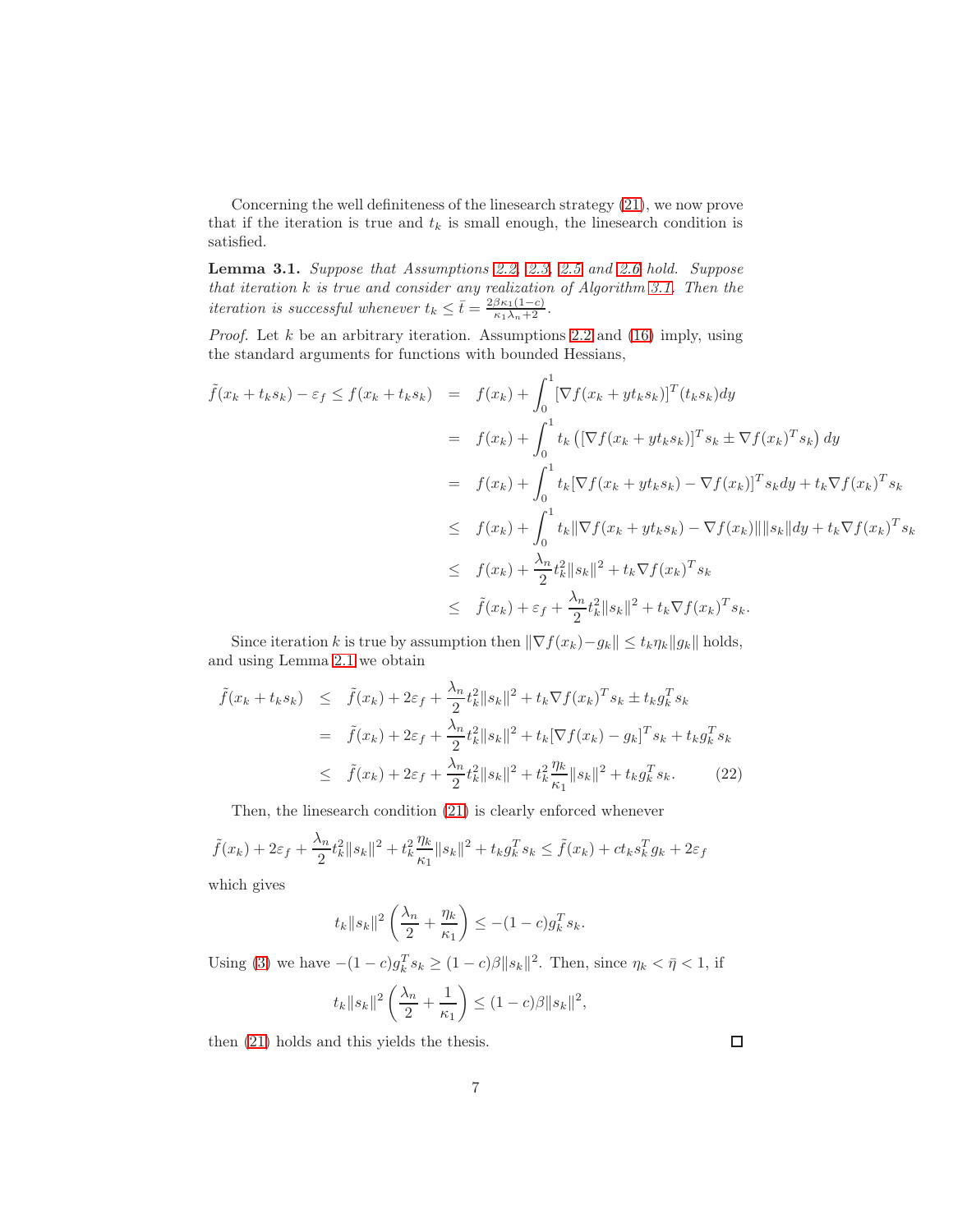Concerning the well definiteness of the linesearch strategy (21), we now prove that if the iteration is true and $t_k$ is small enough, the linesearch condition is satisfied.

**Lemma 3.1.** *Suppose that Assumptions 2.2, 2.3, 2.5 and 2.6 hold. Suppose that iteration $k$ is true and consider any realization of Algorithm 3.1. Then the iteration is successful whenever $t_k \le \bar{t} = \frac{2\beta\kappa_1(1-c)}{\kappa_1\lambda_n+2}$.*

*Proof.* Let $k$ be an arbitrary iteration. Assumptions 2.2 and (16) imply, using the standard arguments for functions with bounded Hessians,

$$
\begin{aligned}
\tilde{f}(x_k+t_ks_k)-\varepsilon_f \le f(x_k+t_ks_k) &= f(x_k)+\int_0^1 [\nabla f(x_k+yt_ks_k)]^T(t_ks_k)dy \\
&= f(x_k)+\int_0^1 t_k\left([\nabla f(x_k+yt_ks_k)]^Ts_k \pm \nabla f(x_k)^Ts_k\right)dy \\
&= f(x_k)+\int_0^1 t_k[\nabla f(x_k+yt_ks_k)-\nabla f(x_k)]^Ts_k dy + t_k\nabla f(x_k)^Ts_k \\
&\le f(x_k)+\int_0^1 t_k\|\nabla f(x_k+yt_ks_k)-\nabla f(x_k)\|\|s_k\|dy + t_k\nabla f(x_k)^Ts_k \\
&\le f(x_k)+\frac{\lambda_n}{2}t_k^2\|s_k\|^2 + t_k\nabla f(x_k)^Ts_k \\
&\le \tilde{f}(x_k)+\varepsilon_f+\frac{\lambda_n}{2}t_k^2\|s_k\|^2 + t_k\nabla f(x_k)^Ts_k.
\end{aligned}
$$

Since iteration $k$ is true by assumption then $\|\nabla f(x_k)-g_k\| \le t_k\eta_k\|g_k\|$ holds, and using Lemma 2.1 we obtain

$$
\begin{aligned}
\tilde{f}(x_k+t_ks_k) &\le \tilde{f}(x_k)+2\varepsilon_f+\frac{\lambda_n}{2}t_k^2\|s_k\|^2 + t_k\nabla f(x_k)^Ts_k \pm t_kg_k^Ts_k \\
&= \tilde{f}(x_k)+2\varepsilon_f+\frac{\lambda_n}{2}t_k^2\|s_k\|^2 + t_k[\nabla f(x_k)-g_k]^Ts_k + t_kg_k^Ts_k \\
&\le \tilde{f}(x_k)+2\varepsilon_f+\frac{\lambda_n}{2}t_k^2\|s_k\|^2 + t_k^2\frac{\eta_k}{\kappa_1}\|s_k\|^2 + t_kg_k^Ts_k. \qquad (22)
\end{aligned}
$$

Then, the linesearch condition (21) is clearly enforced whenever

$$
\tilde{f}(x_k)+2\varepsilon_f+\frac{\lambda_n}{2}t_k^2\|s_k\|^2 + t_k^2\frac{\eta_k}{\kappa_1}\|s_k\|^2 + t_kg_k^Ts_k \le \tilde{f}(x_k)+ct_ks_k^Tg_k+2\varepsilon_f
$$

which gives

$$
t_k\|s_k\|^2\left(\frac{\lambda_n}{2}+\frac{\eta_k}{\kappa_1}\right) \le -(1-c)g_k^Ts_k.
$$

Using (3) we have $-(1-c)g_k^Ts_k \ge (1-c)\beta\|s_k\|^2$. Then, since $\eta_k < \bar{\eta} < 1$, if

$$
t_k\|s_k\|^2\left(\frac{\lambda_n}{2}+\frac{1}{\kappa_1}\right) \le (1-c)\beta\|s_k\|^2,
$$

then (21) holds and this yields the thesis. □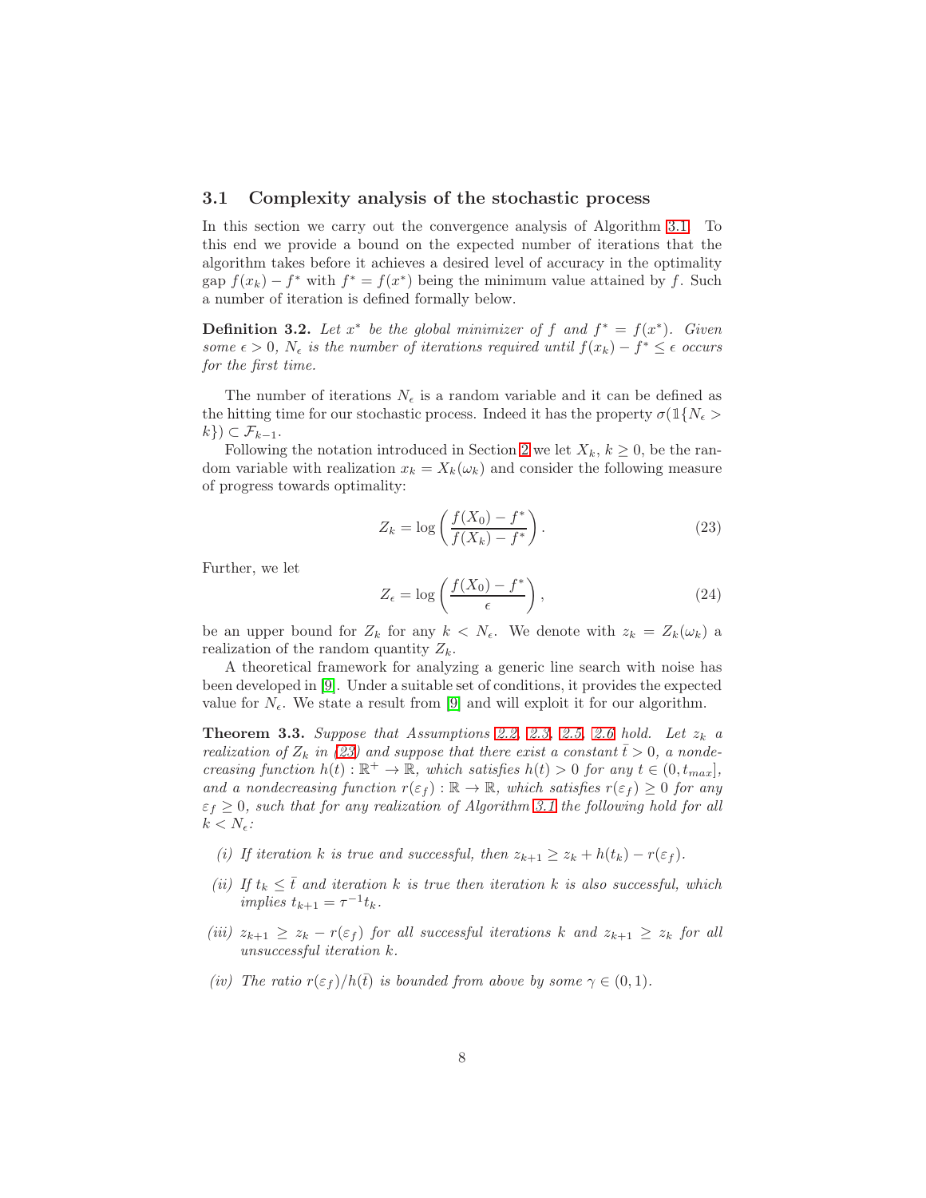### 3.1 Complexity analysis of the stochastic process

In this section we carry out the convergence analysis of Algorithm 3.1. To this end we provide a bound on the expected number of iterations that the algorithm takes before it achieves a desired level of accuracy in the optimality gap $f(x_k) - f^*$ with $f^* = f(x^*)$ being the minimum value attained by $f$. Such a number of iteration is defined formally below.

**Definition 3.2.** *Let $x^*$ be the global minimizer of $f$ and $f^* = f(x^*)$. Given some $\epsilon > 0$, $N_\epsilon$ is the number of iterations required until $f(x_k) - f^* \leq \epsilon$ occurs for the first time.*

The number of iterations $N_\epsilon$ is a random variable and it can be defined as the hitting time for our stochastic process. Indeed it has the property $\sigma(\mathbb{1}\{N_\epsilon > k\}) \subset \mathcal{F}_{k-1}$.

Following the notation introduced in Section 2 we let $X_k$, $k \geq 0$, be the random variable with realization $x_k = X_k(\omega_k)$ and consider the following measure of progress towards optimality:

$$Z_k = \log\left(\frac{f(X_0) - f^*}{f(X_k) - f^*}\right). \tag{23}$$

Further, we let

$$Z_\epsilon = \log\left(\frac{f(X_0) - f^*}{\epsilon}\right), \tag{24}$$

be an upper bound for $Z_k$ for any $k < N_\epsilon$. We denote with $z_k = Z_k(\omega_k)$ a realization of the random quantity $Z_k$.

A theoretical framework for analyzing a generic line search with noise has been developed in [9]. Under a suitable set of conditions, it provides the expected value for $N_\epsilon$. We state a result from [9] and will exploit it for our algorithm.

**Theorem 3.3.** *Suppose that Assumptions 2.2, 2.3, 2.5, 2.6 hold. Let $z_k$ a realization of $Z_k$ in (23) and suppose that there exist a constant $\bar{t} > 0$, a nondecreasing function $h(t) : \mathbb{R}^+ \to \mathbb{R}$, which satisfies $h(t) > 0$ for any $t \in (0, t_{max}]$, and a nondecreasing function $r(\varepsilon_f) : \mathbb{R} \to \mathbb{R}$, which satisfies $r(\varepsilon_f) \geq 0$ for any $\varepsilon_f \geq 0$, such that for any realization of Algorithm 3.1 the following hold for all $k < N_\epsilon$:*

- *(i) If iteration $k$ is true and successful, then $z_{k+1} \geq z_k + h(t_k) - r(\varepsilon_f)$.*
- *(ii) If $t_k \leq \bar{t}$ and iteration $k$ is true then iteration $k$ is also successful, which implies $t_{k+1} = \tau^{-1} t_k$.*
- *(iii) $z_{k+1} \geq z_k - r(\varepsilon_f)$ for all successful iterations $k$ and $z_{k+1} \geq z_k$ for all unsuccessful iteration $k$.*
- *(iv) The ratio $r(\varepsilon_f)/h(\bar{t})$ is bounded from above by some $\gamma \in (0, 1)$.*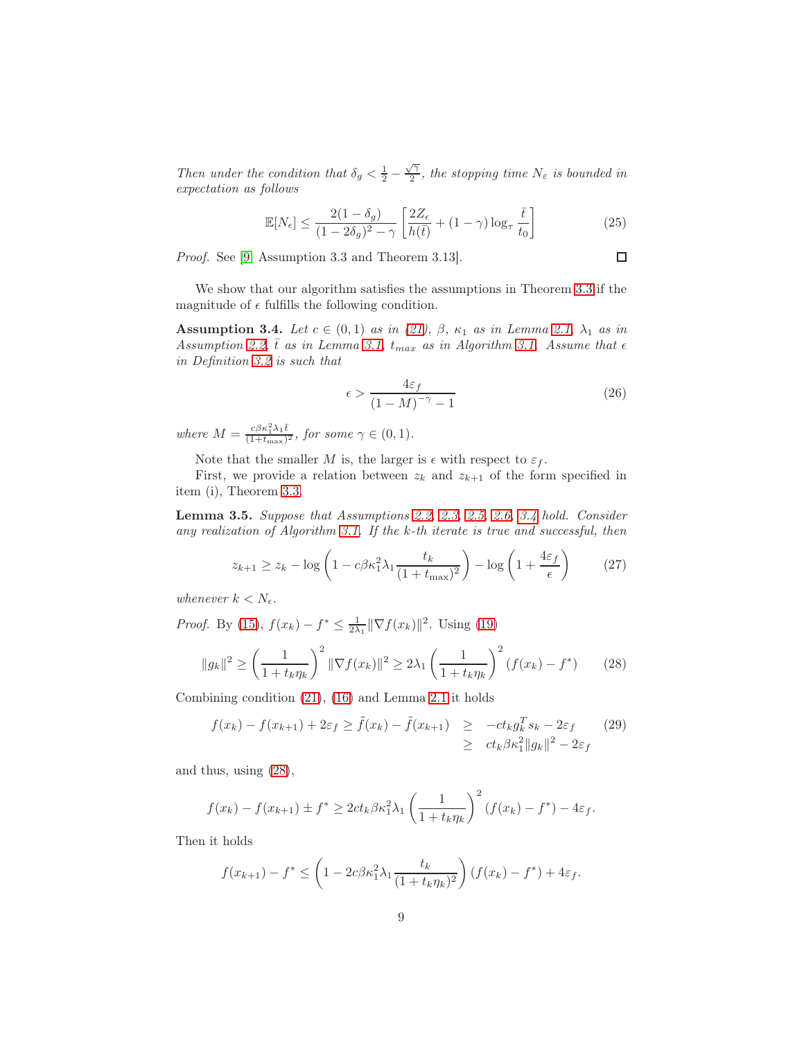*Then under the condition that* $\delta_g < \frac{1}{2} - \frac{\sqrt{\gamma}}{2}$*, the stopping time* $N_\varepsilon$ *is bounded in expectation as follows*

$$\mathbb{E}[N_\epsilon] \leq \frac{2(1-\delta_g)}{(1-2\delta_g)^2 - \gamma}\left[\frac{2Z_\epsilon}{h(\bar{t})} + (1-\gamma)\log_\tau \frac{\bar{t}}{t_0}\right] \tag{25}$$

*Proof.* See [9, Assumption 3.3 and Theorem 3.13]. □

We show that our algorithm satisfies the assumptions in Theorem 3.3 if the magnitude of $\epsilon$ fulfills the following condition.

**Assumption 3.4.** *Let* $c \in (0,1)$ *as in (21),* $\beta$*,* $\kappa_1$ *as in Lemma 2.1,* $\lambda_1$ *as in Assumption 2.2,* $\bar{t}$ *as in Lemma 3.1,* $t_{max}$ *as in Algorithm 3.1. Assume that* $\epsilon$ *in Definition 3.2 is such that*

$$\epsilon > \frac{4\varepsilon_f}{(1-M)^{-\gamma} - 1} \tag{26}$$

*where* $M = \frac{c\beta\kappa_1^2\lambda_1\bar{t}}{(1+t_{\max})^2}$*, for some* $\gamma \in (0,1)$*.*

Note that the smaller $M$ is, the larger is $\epsilon$ with respect to $\varepsilon_f$.

First, we provide a relation between $z_k$ and $z_{k+1}$ of the form specified in item (i), Theorem 3.3.

**Lemma 3.5.** *Suppose that Assumptions 2.2, 2.3, 2.5, 2.6, 3.4 hold. Consider any realization of Algorithm 3.1. If the k-th iterate is true and successful, then*

$$z_{k+1} \geq z_k - \log\left(1 - c\beta\kappa_1^2\lambda_1\frac{t_k}{(1+t_{\max})^2}\right) - \log\left(1 + \frac{4\varepsilon_f}{\epsilon}\right) \tag{27}$$

*whenever* $k < N_\epsilon$*.*

*Proof.* By (15), $f(x_k) - f^* \leq \frac{1}{2\lambda_1}\|\nabla f(x_k)\|^2$. Using (19)

$$\|g_k\|^2 \geq \left(\frac{1}{1+t_k\eta_k}\right)^2\|\nabla f(x_k)\|^2 \geq 2\lambda_1\left(\frac{1}{1+t_k\eta_k}\right)^2(f(x_k) - f^*) \tag{28}$$

Combining condition (21), (16) and Lemma 2.1 it holds

$$\begin{aligned} f(x_k) - f(x_{k+1}) + 2\varepsilon_f \geq \tilde{f}(x_k) - \tilde{f}(x_{k+1}) &\geq -ct_k g_k^T s_k - 2\varepsilon_f \\ &\geq ct_k\beta\kappa_1^2\|g_k\|^2 - 2\varepsilon_f \end{aligned} \tag{29}$$

and thus, using (28),

$$f(x_k) - f(x_{k+1}) \pm f^* \geq 2ct_k\beta\kappa_1^2\lambda_1\left(\frac{1}{1+t_k\eta_k}\right)^2(f(x_k) - f^*) - 4\varepsilon_f.$$

Then it holds

$$f(x_{k+1}) - f^* \leq \left(1 - 2c\beta\kappa_1^2\lambda_1\frac{t_k}{(1+t_k\eta_k)^2}\right)(f(x_k) - f^*) + 4\varepsilon_f.$$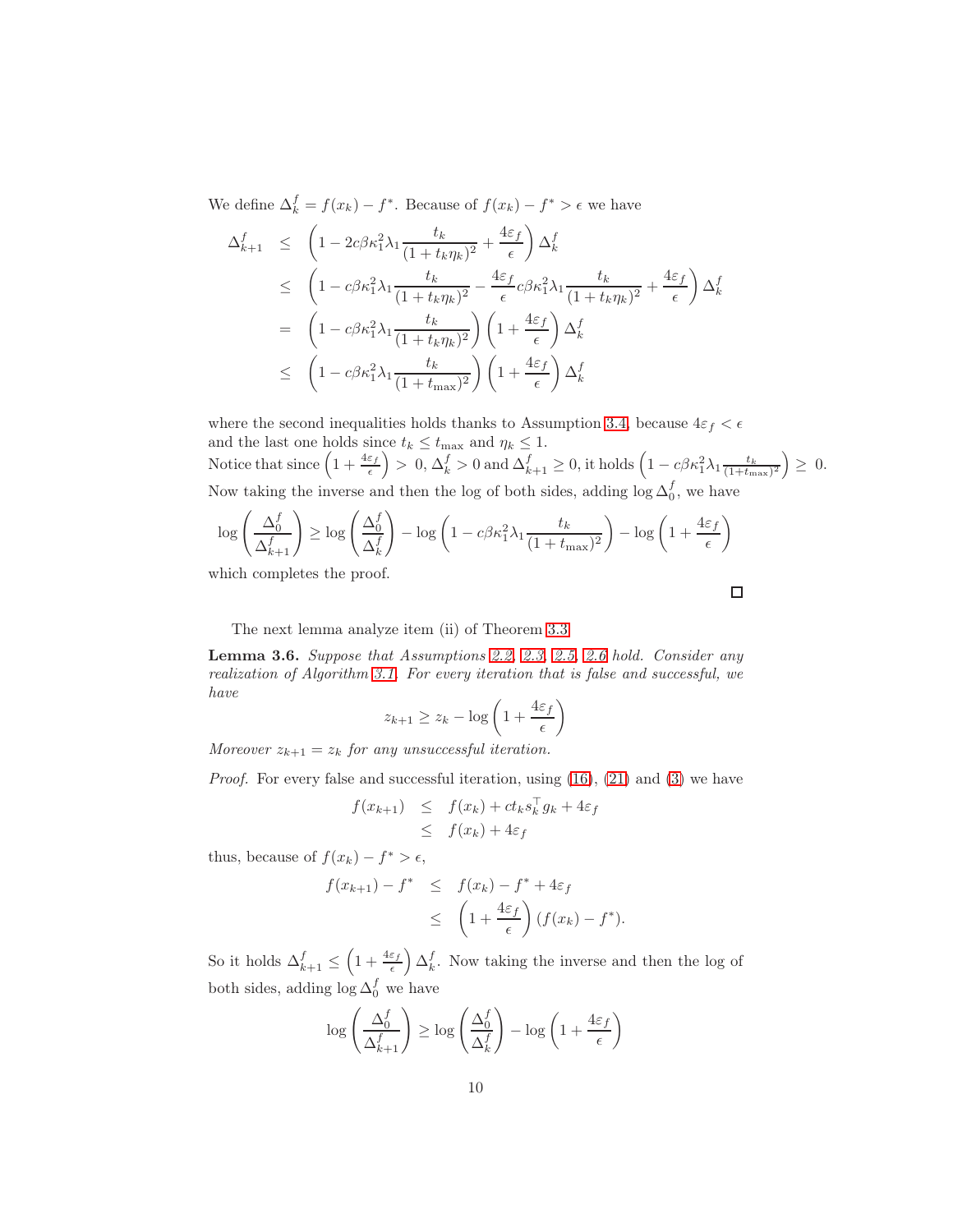We define $\Delta_k^f = f(x_k) - f^*$. Because of $f(x_k) - f^* > \epsilon$ we have

$$
\begin{aligned}
\Delta_{k+1}^f &\leq \left(1 - 2c\beta\kappa_1^2\lambda_1 \frac{t_k}{(1+t_k\eta_k)^2} + \frac{4\varepsilon_f}{\epsilon}\right)\Delta_k^f \\
&\leq \left(1 - c\beta\kappa_1^2\lambda_1 \frac{t_k}{(1+t_k\eta_k)^2} - \frac{4\varepsilon_f}{\epsilon} c\beta\kappa_1^2\lambda_1 \frac{t_k}{(1+t_k\eta_k)^2} + \frac{4\varepsilon_f}{\epsilon}\right)\Delta_k^f \\
&= \left(1 - c\beta\kappa_1^2\lambda_1 \frac{t_k}{(1+t_k\eta_k)^2}\right)\left(1 + \frac{4\varepsilon_f}{\epsilon}\right)\Delta_k^f \\
&\leq \left(1 - c\beta\kappa_1^2\lambda_1 \frac{t_k}{(1+t_{\max})^2}\right)\left(1 + \frac{4\varepsilon_f}{\epsilon}\right)\Delta_k^f
\end{aligned}
$$

where the second inequalities holds thanks to Assumption 3.4, because $4\varepsilon_f < \epsilon$ and the last one holds since $t_k \leq t_{\max}$ and $\eta_k \leq 1$.
Notice that since $\left(1 + \frac{4\varepsilon_f}{\epsilon}\right) > 0$, $\Delta_k^f > 0$ and $\Delta_{k+1}^f \geq 0$, it holds $\left(1 - c\beta\kappa_1^2\lambda_1 \frac{t_k}{(1+t_{\max})^2}\right) \geq 0$. Now taking the inverse and then the log of both sides, adding $\log \Delta_0^f$, we have

$$
\log\left(\frac{\Delta_0^f}{\Delta_{k+1}^f}\right) \geq \log\left(\frac{\Delta_0^f}{\Delta_k^f}\right) - \log\left(1 - c\beta\kappa_1^2\lambda_1 \frac{t_k}{(1+t_{\max})^2}\right) - \log\left(1 + \frac{4\varepsilon_f}{\epsilon}\right)
$$

which completes the proof. □

The next lemma analyze item (ii) of Theorem 3.3.

**Lemma 3.6.** *Suppose that Assumptions 2.2, 2.3, 2.5, 2.6 hold. Consider any realization of Algorithm 3.1. For every iteration that is false and successful, we have*

$$
z_{k+1} \geq z_k - \log\left(1 + \frac{4\varepsilon_f}{\epsilon}\right)
$$

*Moreover $z_{k+1} = z_k$ for any unsuccessful iteration.*

*Proof.* For every false and successful iteration, using (16), (21) and (3) we have

$$
\begin{aligned}
f(x_{k+1}) &\leq f(x_k) + ct_k s_k^\top g_k + 4\varepsilon_f \\
&\leq f(x_k) + 4\varepsilon_f
\end{aligned}
$$

thus, because of $f(x_k) - f^* > \epsilon$,

$$
\begin{aligned}
f(x_{k+1}) - f^* &\leq f(x_k) - f^* + 4\varepsilon_f \\
&\leq \left(1 + \frac{4\varepsilon_f}{\epsilon}\right)(f(x_k) - f^*).
\end{aligned}
$$

So it holds $\Delta_{k+1}^f \leq \left(1 + \frac{4\varepsilon_f}{\epsilon}\right)\Delta_k^f$. Now taking the inverse and then the log of both sides, adding $\log \Delta_0^f$ we have

$$
\log\left(\frac{\Delta_0^f}{\Delta_{k+1}^f}\right) \geq \log\left(\frac{\Delta_0^f}{\Delta_k^f}\right) - \log\left(1 + \frac{4\varepsilon_f}{\epsilon}\right)
$$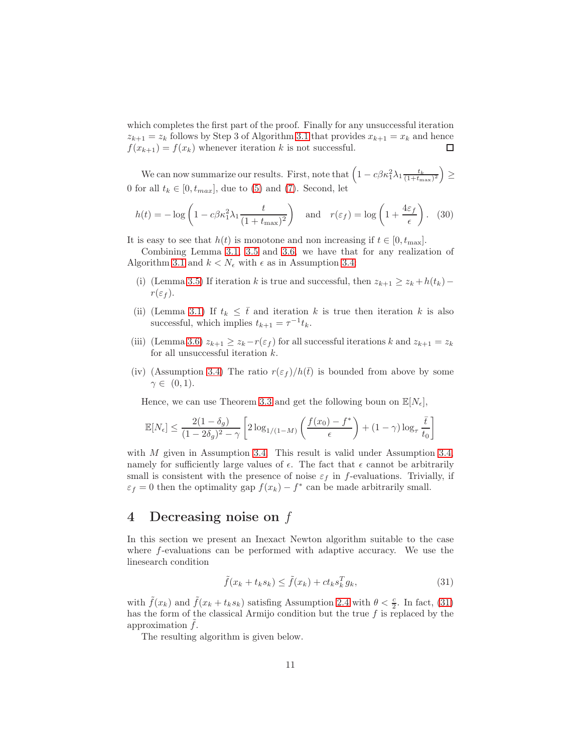which completes the first part of the proof. Finally for any unsuccessful iteration $z_{k+1} = z_k$ follows by Step 3 of Algorithm 3.1 that provides $x_{k+1} = x_k$ and hence $f(x_{k+1}) = f(x_k)$ whenever iteration $k$ is not successful. □

We can now summarize our results. First, note that $\left(1 - c\beta\kappa_1^2\lambda_1 \frac{t_k}{(1+t_{\max})^2}\right) \geq 0$ for all $t_k \in [0, t_{max}]$, due to (5) and (7). Second, let

$$h(t) = -\log\left(1 - c\beta\kappa_1^2\lambda_1 \frac{t}{(1+t_{\max})^2}\right) \quad \text{and} \quad r(\varepsilon_f) = \log\left(1 + \frac{4\varepsilon_f}{\epsilon}\right). \quad (30)$$

It is easy to see that $h(t)$ is monotone and non increasing if $t \in [0, t_{\max}]$.

Combining Lemma 3.1, 3.5 and 3.6, we have that for any realization of Algorithm 3.1 and $k < N_\epsilon$ with $\epsilon$ as in Assumption 3.4:

- (i) (Lemma 3.5) If iteration $k$ is true and successful, then $z_{k+1} \geq z_k + h(t_k) - r(\varepsilon_f)$.
- (ii) (Lemma 3.1) If $t_k \leq \bar{t}$ and iteration $k$ is true then iteration $k$ is also successful, which implies $t_{k+1} = \tau^{-1} t_k$.
- (iii) (Lemma 3.6) $z_{k+1} \geq z_k - r(\varepsilon_f)$ for all successful iterations $k$ and $z_{k+1} = z_k$ for all unsuccessful iteration $k$.
- (iv) (Assumption 3.4) The ratio $r(\varepsilon_f)/h(\bar{t})$ is bounded from above by some $\gamma \in (0, 1)$.

Hence, we can use Theorem 3.3 and get the following boun on $\mathbb{E}[N_\epsilon]$,

$$\mathbb{E}[N_\epsilon] \leq \frac{2(1-\delta_g)}{(1-2\delta_g)^2 - \gamma}\left[2\log_{1/(1-M)}\left(\frac{f(x_0) - f^*}{\epsilon}\right) + (1-\gamma)\log_\tau \frac{\bar{t}}{t_0}\right]$$

with $M$ given in Assumption 3.4. This result is valid under Assumption 3.4, namely for sufficiently large values of $\epsilon$. The fact that $\epsilon$ cannot be arbitrarily small is consistent with the presence of noise $\varepsilon_f$ in $f$-evaluations. Trivially, if $\varepsilon_f = 0$ then the optimality gap $f(x_k) - f^*$ can be made arbitrarily small.

# 4 Decreasing noise on $f$

In this section we present an Inexact Newton algorithm suitable to the case where $f$-evaluations can be performed with adaptive accuracy. We use the linesearch condition

$$\tilde{f}(x_k + t_k s_k) \leq \tilde{f}(x_k) + c t_k s_k^T g_k, \quad (31)$$

with $\tilde{f}(x_k)$ and $\tilde{f}(x_k + t_k s_k)$ satisfing Assumption 2.4 with $\theta < \frac{c}{2}$. In fact, (31) has the form of the classical Armijo condition but the true $f$ is replaced by the approximation $\tilde{f}$.

The resulting algorithm is given below.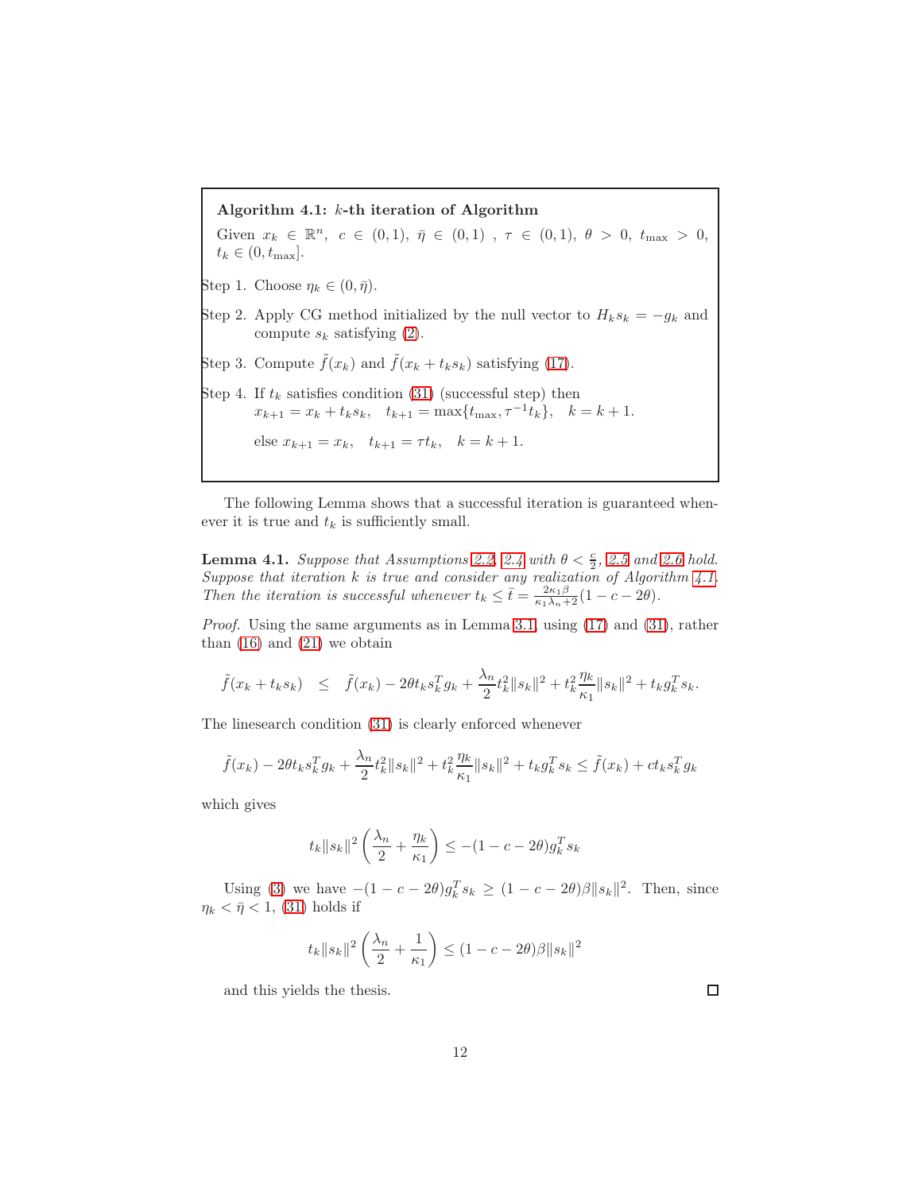**Algorithm 4.1: $k$-th iteration of Algorithm**

Given $x_k \in \mathbb{R}^n$, $c \in (0,1)$, $\bar{\eta} \in (0,1)$ , $\tau \in (0,1)$, $\theta > 0$, $t_{\max} > 0$, $t_k \in (0, t_{\max}]$.

Step 1. Choose $\eta_k \in (0, \bar{\eta})$.

Step 2. Apply CG method initialized by the null vector to $H_k s_k = -g_k$ and compute $s_k$ satisfying (2).

Step 3. Compute $\tilde{f}(x_k)$ and $\tilde{f}(x_k + t_k s_k)$ satisfying (17).

Step 4. If $t_k$ satisfies condition (31) (successful step) then
$x_{k+1} = x_k + t_k s_k, \quad t_{k+1} = \max\{t_{\max}, \tau^{-1} t_k\}, \quad k = k+1.$

else $x_{k+1} = x_k, \quad t_{k+1} = \tau t_k, \quad k = k+1.$

The following Lemma shows that a successful iteration is guaranteed whenever it is true and $t_k$ is sufficiently small.

**Lemma 4.1.** *Suppose that Assumptions 2.2, 2.4 with $\theta < \frac{c}{2}$, 2.5 and 2.6 hold. Suppose that iteration $k$ is true and consider any realization of Algorithm 4.1. Then the iteration is successful whenever $t_k \le \bar{t} = \frac{2\kappa_1 \beta}{\kappa_1 \lambda_n + 2}(1 - c - 2\theta)$.*

*Proof.* Using the same arguments as in Lemma 3.1, using (17) and (31), rather than (16) and (21) we obtain

$$\tilde{f}(x_k + t_k s_k) \quad \le \quad \tilde{f}(x_k) - 2\theta t_k s_k^T g_k + \frac{\lambda_n}{2} t_k^2 \|s_k\|^2 + t_k^2 \frac{\eta_k}{\kappa_1} \|s_k\|^2 + t_k g_k^T s_k.$$

The linesearch condition (31) is clearly enforced whenever

$$\tilde{f}(x_k) - 2\theta t_k s_k^T g_k + \frac{\lambda_n}{2} t_k^2 \|s_k\|^2 + t_k^2 \frac{\eta_k}{\kappa_1} \|s_k\|^2 + t_k g_k^T s_k \le \tilde{f}(x_k) + c t_k s_k^T g_k$$

which gives

$$t_k \|s_k\|^2 \left( \frac{\lambda_n}{2} + \frac{\eta_k}{\kappa_1} \right) \le -(1 - c - 2\theta) g_k^T s_k$$

Using (3) we have $-(1 - c - 2\theta) g_k^T s_k \ge (1 - c - 2\theta)\beta \|s_k\|^2$. Then, since $\eta_k < \bar{\eta} < 1$, (31) holds if

$$t_k \|s_k\|^2 \left( \frac{\lambda_n}{2} + \frac{1}{\kappa_1} \right) \le (1 - c - 2\theta)\beta \|s_k\|^2$$

and this yields the thesis. $\square$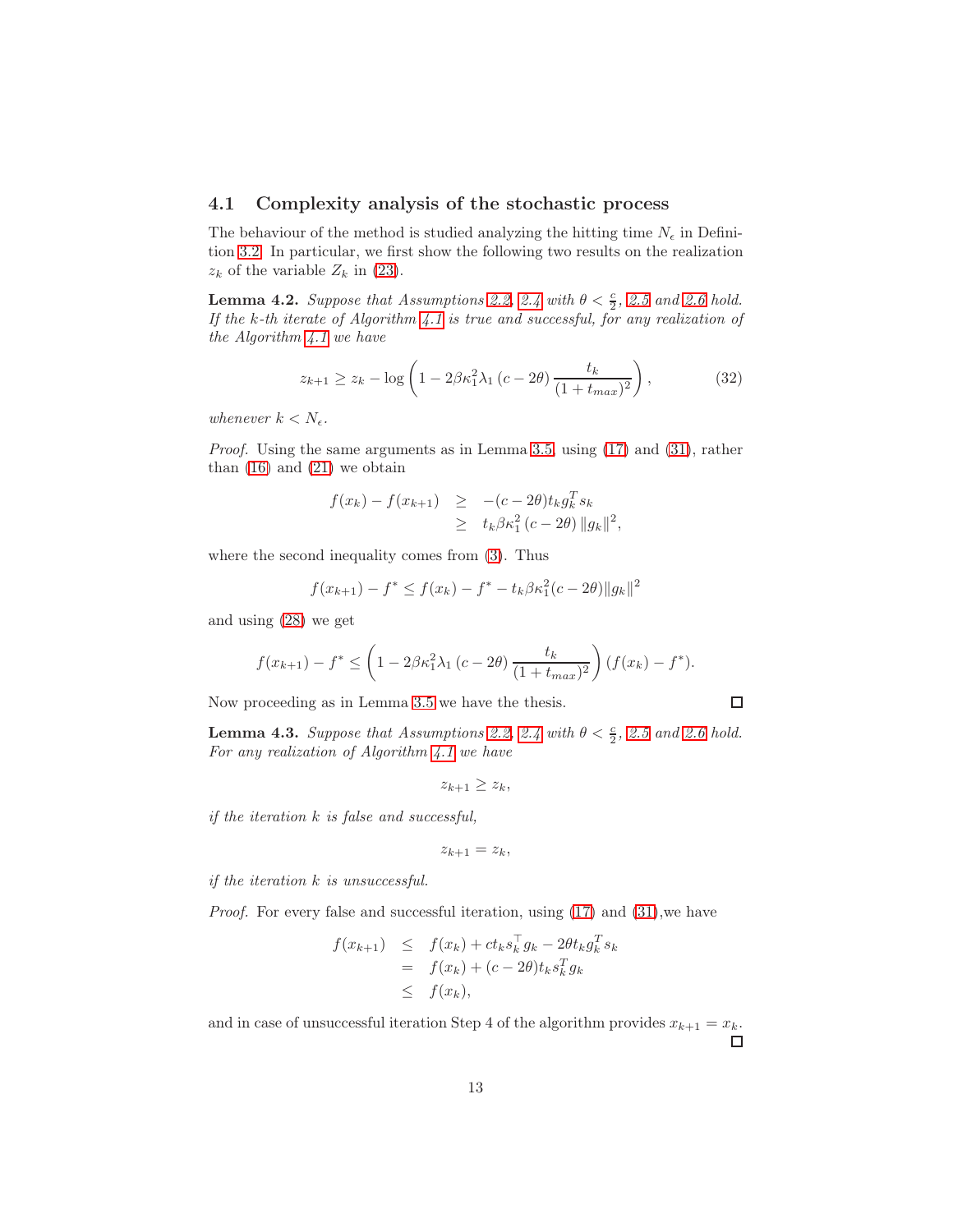### 4.1 Complexity analysis of the stochastic process

The behaviour of the method is studied analyzing the hitting time $N_\epsilon$ in Definition 3.2. In particular, we first show the following two results on the realization $z_k$ of the variable $Z_k$ in (23).

**Lemma 4.2.** *Suppose that Assumptions 2.2, 2.4 with $\theta < \frac{c}{2}$, 2.5 and 2.6 hold. If the $k$-th iterate of Algorithm 4.1 is true and successful, for any realization of the Algorithm 4.1 we have*

$$z_{k+1} \geq z_k - \log\left(1 - 2\beta\kappa_1^2\lambda_1\,(c-2\theta)\,\frac{t_k}{(1+t_{max})^2}\right), \tag{32}$$

*whenever $k < N_\epsilon$.*

*Proof.* Using the same arguments as in Lemma 3.5, using (17) and (31), rather than (16) and (21) we obtain

$$\begin{aligned} f(x_k) - f(x_{k+1}) &\geq -(c-2\theta)t_k g_k^T s_k \\ &\geq t_k\beta\kappa_1^2\,(c-2\theta)\,\|g_k\|^2, \end{aligned}$$

where the second inequality comes from (3). Thus

$$f(x_{k+1}) - f^* \leq f(x_k) - f^* - t_k\beta\kappa_1^2(c-2\theta)\|g_k\|^2$$

and using (28) we get

$$f(x_{k+1}) - f^* \leq \left(1 - 2\beta\kappa_1^2\lambda_1\,(c-2\theta)\,\frac{t_k}{(1+t_{max})^2}\right)(f(x_k) - f^*).$$

Now proceeding as in Lemma 3.5 we have the thesis. □

**Lemma 4.3.** *Suppose that Assumptions 2.2, 2.4 with $\theta < \frac{c}{2}$, 2.5 and 2.6 hold. For any realization of Algorithm 4.1 we have*

$$z_{k+1} \geq z_k,$$

*if the iteration $k$ is false and successful,*

$$z_{k+1} = z_k,$$

*if the iteration $k$ is unsuccessful.*

*Proof.* For every false and successful iteration, using (17) and (31),we have

$$\begin{aligned} f(x_{k+1}) &\leq f(x_k) + ct_k s_k^\top g_k - 2\theta t_k g_k^T s_k \\ &= f(x_k) + (c-2\theta)t_k s_k^T g_k \\ &\leq f(x_k), \end{aligned}$$

and in case of unsuccessful iteration Step 4 of the algorithm provides $x_{k+1} = x_k$. □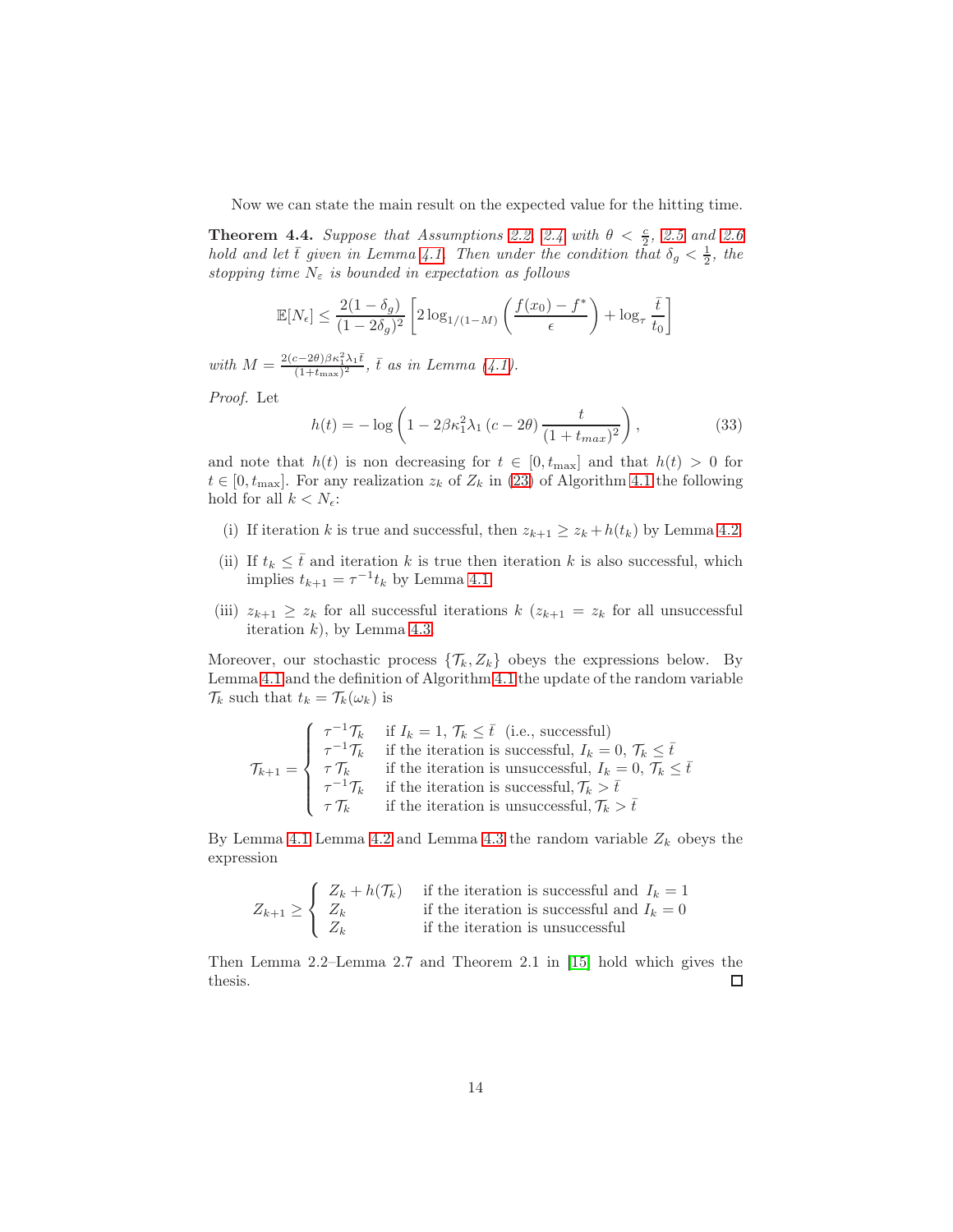Now we can state the main result on the expected value for the hitting time.

**Theorem 4.4.** *Suppose that Assumptions 2.2, 2.4 with $\theta < \frac{c}{2}$, 2.5 and 2.6 hold and let $\bar{t}$ given in Lemma 4.1. Then under the condition that $\delta_g < \frac{1}{2}$, the stopping time $N_\varepsilon$ is bounded in expectation as follows*

$$\mathbb{E}[N_\epsilon] \leq \frac{2(1-\delta_g)}{(1-2\delta_g)^2}\left[2\log_{1/(1-M)}\left(\frac{f(x_0)-f^*}{\epsilon}\right)+\log_\tau \frac{\bar{t}}{t_0}\right]$$

*with $M = \frac{2(c-2\theta)\beta\kappa_1^2\lambda_1\bar{t}}{(1+t_{\max})^2}$, $\bar{t}$ as in Lemma (4.1).*

*Proof.* Let

$$h(t) = -\log\left(1-2\beta\kappa_1^2\lambda_1\left(c-2\theta\right)\frac{t}{(1+t_{max})^2}\right), \tag{33}$$

and note that $h(t)$ is non decreasing for $t \in [0, t_{\max}]$ and that $h(t) > 0$ for $t \in [0, t_{\max}]$. For any realization $z_k$ of $Z_k$ in (23) of Algorithm 4.1 the following hold for all $k < N_\epsilon$:

- (i) If iteration $k$ is true and successful, then $z_{k+1} \geq z_k + h(t_k)$ by Lemma 4.2.
- (ii) If $t_k \leq \bar{t}$ and iteration $k$ is true then iteration $k$ is also successful, which implies $t_{k+1} = \tau^{-1}t_k$ by Lemma 4.1.
- (iii) $z_{k+1} \geq z_k$ for all successful iterations $k$ ($z_{k+1} = z_k$ for all unsuccessful iteration $k$), by Lemma 4.3.

Moreover, our stochastic process $\{\mathcal{T}_k, Z_k\}$ obeys the expressions below. By Lemma 4.1 and the definition of Algorithm 4.1 the update of the random variable $\mathcal{T}_k$ such that $t_k = \mathcal{T}_k(\omega_k)$ is

$$\mathcal{T}_{k+1} = \begin{cases} \tau^{-1}\mathcal{T}_k & \text{if } I_k = 1,\ \mathcal{T}_k \leq \bar{t} \ \text{ (i.e., successful)} \\ \tau^{-1}\mathcal{T}_k & \text{if the iteration is successful, } I_k = 0,\ \mathcal{T}_k \leq \bar{t} \\ \tau\,\mathcal{T}_k & \text{if the iteration is unsuccessful, } I_k = 0,\ \mathcal{T}_k \leq \bar{t} \\ \tau^{-1}\mathcal{T}_k & \text{if the iteration is successful, } \mathcal{T}_k > \bar{t} \\ \tau\,\mathcal{T}_k & \text{if the iteration is unsuccessful, } \mathcal{T}_k > \bar{t} \end{cases}$$

By Lemma 4.1 Lemma 4.2 and Lemma 4.3 the random variable $Z_k$ obeys the expression

$$Z_{k+1} \geq \begin{cases} Z_k + h(\mathcal{T}_k) & \text{if the iteration is successful and } I_k = 1 \\ Z_k & \text{if the iteration is successful and } I_k = 0 \\ Z_k & \text{if the iteration is unsuccessful} \end{cases}$$

Then Lemma 2.2–Lemma 2.7 and Theorem 2.1 in [15] hold which gives the thesis. ☐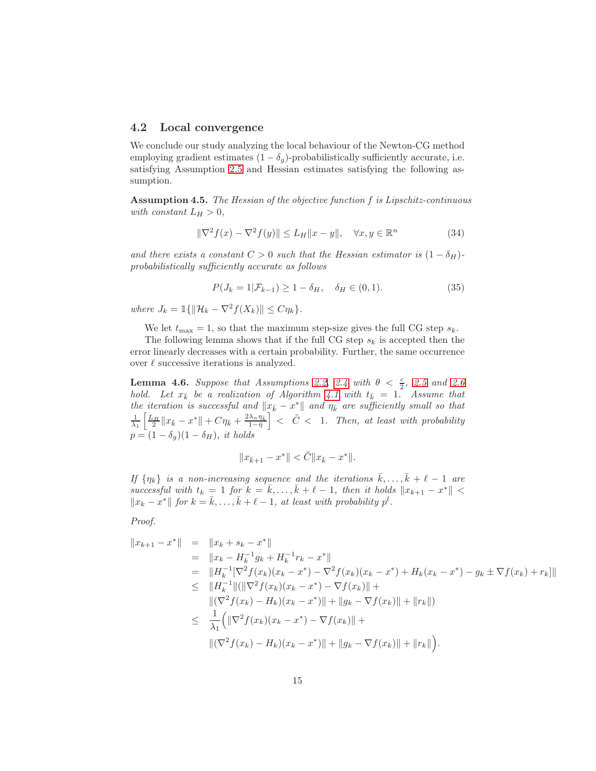### 4.2 Local convergence

We conclude our study analyzing the local behaviour of the Newton-CG method employing gradient estimates $(1-\delta_g)$-probabilistically sufficiently accurate, i.e. satisfying Assumption 2.5 and Hessian estimates satisfying the following assumption.

**Assumption 4.5.** *The Hessian of the objective function $f$ is Lipschitz-continuous with constant $L_H > 0$,*

$$\|\nabla^2 f(x) - \nabla^2 f(y)\| \leq L_H \|x - y\|, \quad \forall x, y \in \mathbb{R}^n \tag{34}$$

*and there exists a constant $C > 0$ such that the Hessian estimator is $(1-\delta_H)$-probabilistically sufficiently accurate as follows*

$$P(J_k = 1 | \mathcal{F}_{k-1}) \geq 1 - \delta_H, \quad \delta_H \in (0, 1). \tag{35}$$

*where $J_k = \mathbb{1}\{\|\mathcal{H}_k - \nabla^2 f(X_k)\| \leq C\eta_k\}$.*

We let $t_{\max} = 1$, so that the maximum step-size gives the full CG step $s_k$.

The following lemma shows that if the full CG step $s_k$ is accepted then the error linearly decreases with a certain probability. Further, the same occurrence over $\ell$ successive iterations is analyzed.

**Lemma 4.6.** *Suppose that Assumptions 2.2, 2.4 with $\theta < \frac{c}{2}$, 2.5 and 2.6 hold. Let $x_{\bar{k}}$ be a realization of Algorithm 4.1 with $t_{\bar{k}} = 1$. Assume that the iteration is successful and $\|x_{\bar{k}} - x^*\|$ and $\eta_{\bar{k}}$ are sufficiently small so that $\frac{1}{\lambda_1}\left[\frac{L_H}{2}\|x_{\bar{k}} - x^*\| + C\eta_{\bar{k}} + \frac{2\lambda_n \eta_{\bar{k}}}{1-\bar{\eta}}\right] < \tilde{C} < 1$. Then, at least with probability $p = (1-\delta_g)(1-\delta_H)$, it holds*

$$\|x_{\bar{k}+1} - x^*\| < \tilde{C}\|x_{\bar{k}} - x^*\|.$$

*If $\{\eta_k\}$ is a non-increasing sequence and the iterations $\bar{k}, \ldots, \bar{k}+\ell-1$ are successful with $t_k = 1$ for $k = \bar{k}, \ldots, \bar{k}+\ell-1$, then it holds $\|x_{k+1} - x^*\| < \|x_k - x^*\|$ for $k = \bar{k}, \ldots, \bar{k}+\ell-1$, at least with probability $p^l$.*

*Proof.*

$$\begin{aligned}
\|x_{k+1} - x^*\| &= \|x_k + s_k - x^*\| \\
&= \|x_k - H_k^{-1}g_k + H_k^{-1}r_k - x^*\| \\
&= \|H_k^{-1}[\nabla^2 f(x_k)(x_k - x^*) - \nabla^2 f(x_k)(x_k - x^*) + H_k(x_k - x^*) - g_k \pm \nabla f(x_k) + r_k]\| \\
&\leq \|H_k^{-1}\|(\|\nabla^2 f(x_k)(x_k - x^*) - \nabla f(x_k)\| + \\
&\quad \|(\nabla^2 f(x_k) - H_k)(x_k - x^*)\| + \|g_k - \nabla f(x_k)\| + \|r_k\|) \\
&\leq \frac{1}{\lambda_1}\Big(\|\nabla^2 f(x_k)(x_k - x^*) - \nabla f(x_k)\| + \\
&\quad \|(\nabla^2 f(x_k) - H_k)(x_k - x^*)\| + \|g_k - \nabla f(x_k)\| + \|r_k\|\Big).
\end{aligned}$$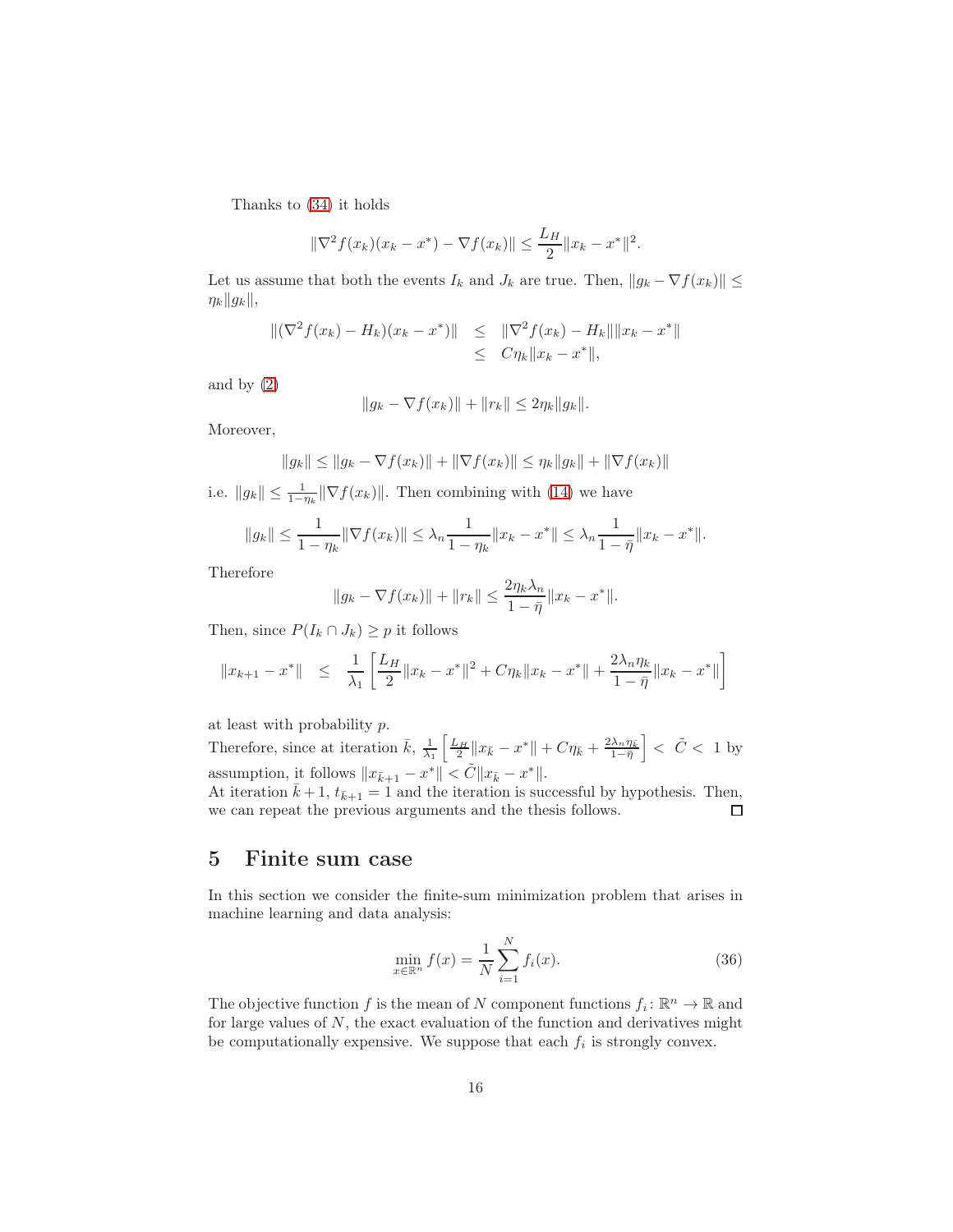Thanks to (34) it holds

$$\|\nabla^2 f(x_k)(x_k - x^*) - \nabla f(x_k)\| \leq \frac{L_H}{2}\|x_k - x^*\|^2.$$

Let us assume that both the events $I_k$ and $J_k$ are true. Then, $\|g_k - \nabla f(x_k)\| \leq \eta_k \|g_k\|$,

$$\begin{aligned}
\|(\nabla^2 f(x_k) - H_k)(x_k - x^*)\| &\leq \|\nabla^2 f(x_k) - H_k\|\|x_k - x^*\| \\
&\leq C\eta_k \|x_k - x^*\|,
\end{aligned}$$

and by (2)

$$\|g_k - \nabla f(x_k)\| + \|r_k\| \leq 2\eta_k \|g_k\|.$$

Moreover,

$$\|g_k\| \leq \|g_k - \nabla f(x_k)\| + \|\nabla f(x_k)\| \leq \eta_k \|g_k\| + \|\nabla f(x_k)\|$$

i.e. $\|g_k\| \leq \frac{1}{1-\eta_k}\|\nabla f(x_k)\|$. Then combining with (14) we have

$$\|g_k\| \leq \frac{1}{1-\eta_k}\|\nabla f(x_k)\| \leq \lambda_n \frac{1}{1-\eta_k}\|x_k - x^*\| \leq \lambda_n \frac{1}{1-\bar{\eta}}\|x_k - x^*\|.$$

Therefore

$$\|g_k - \nabla f(x_k)\| + \|r_k\| \leq \frac{2\eta_k \lambda_n}{1-\bar{\eta}}\|x_k - x^*\|.$$

Then, since $P(I_k \cap J_k) \geq p$ it follows

$$\|x_{k+1} - x^*\| \leq \frac{1}{\lambda_1}\left[\frac{L_H}{2}\|x_k - x^*\|^2 + C\eta_k \|x_k - x^*\| + \frac{2\lambda_n \eta_k}{1-\bar{\eta}}\|x_k - x^*\|\right]$$

at least with probability $p$.

Therefore, since at iteration $\bar{k}$, $\frac{1}{\lambda_1}\left[\frac{L_H}{2}\|x_{\bar{k}} - x^*\| + C\eta_{\bar{k}} + \frac{2\lambda_n \eta_{\bar{k}}}{1-\bar{\eta}}\right] < \tilde{C} < 1$ by assumption, it follows $\|x_{\bar{k}+1} - x^*\| < \tilde{C}\|x_{\bar{k}} - x^*\|$.

At iteration $\bar{k}+1$, $t_{\bar{k}+1} = 1$ and the iteration is successful by hypothesis. Then, we can repeat the previous arguments and the thesis follows. □

## 5 Finite sum case

In this section we consider the finite-sum minimization problem that arises in machine learning and data analysis:

$$\min_{x \in \mathbb{R}^n} f(x) = \frac{1}{N}\sum_{i=1}^{N} f_i(x). \tag{36}$$

The objective function $f$ is the mean of $N$ component functions $f_i \colon \mathbb{R}^n \to \mathbb{R}$ and for large values of $N$, the exact evaluation of the function and derivatives might be computationally expensive. We suppose that each $f_i$ is strongly convex.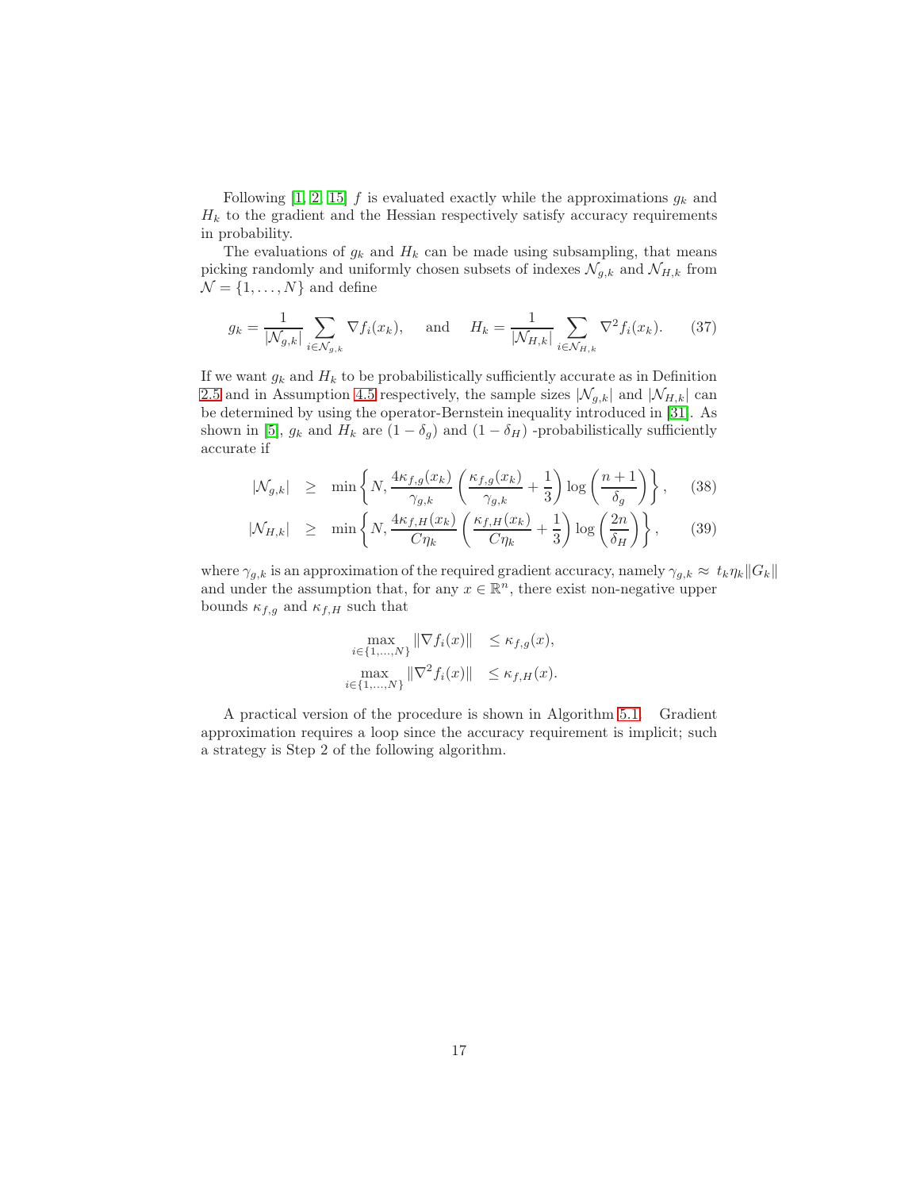Following [1, 2, 15] $f$ is evaluated exactly while the approximations $g_k$ and $H_k$ to the gradient and the Hessian respectively satisfy accuracy requirements in probability.

The evaluations of $g_k$ and $H_k$ can be made using subsampling, that means picking randomly and uniformly chosen subsets of indexes $\mathcal{N}_{g,k}$ and $\mathcal{N}_{H,k}$ from $\mathcal{N} = \{1, \dots, N\}$ and define

$$g_k = \frac{1}{|\mathcal{N}_{g,k}|} \sum_{i \in \mathcal{N}_{g,k}} \nabla f_i(x_k), \quad \text{and} \quad H_k = \frac{1}{|\mathcal{N}_{H,k}|} \sum_{i \in \mathcal{N}_{H,k}} \nabla^2 f_i(x_k). \tag{37}$$

If we want $g_k$ and $H_k$ to be probabilistically sufficiently accurate as in Definition 2.5 and in Assumption 4.5 respectively, the sample sizes $|\mathcal{N}_{g,k}|$ and $|\mathcal{N}_{H,k}|$ can be determined by using the operator-Bernstein inequality introduced in [31]. As shown in [5], $g_k$ and $H_k$ are $(1-\delta_g)$ and $(1-\delta_H)$ -probabilistically sufficiently accurate if

$$|\mathcal{N}_{g,k}| \;\geq\; \min\left\{N, \frac{4\kappa_{f,g}(x_k)}{\gamma_{g,k}}\left(\frac{\kappa_{f,g}(x_k)}{\gamma_{g,k}} + \frac{1}{3}\right)\log\left(\frac{n+1}{\delta_g}\right)\right\}, \tag{38}$$

$$|\mathcal{N}_{H,k}| \;\geq\; \min\left\{N, \frac{4\kappa_{f,H}(x_k)}{C\eta_k}\left(\frac{\kappa_{f,H}(x_k)}{C\eta_k} + \frac{1}{3}\right)\log\left(\frac{2n}{\delta_H}\right)\right\}, \tag{39}$$

where $\gamma_{g,k}$ is an approximation of the required gradient accuracy, namely $\gamma_{g,k} \approx t_k\eta_k\|G_k\|$ and under the assumption that, for any $x \in \mathbb{R}^n$, there exist non-negative upper bounds $\kappa_{f,g}$ and $\kappa_{f,H}$ such that

$$\begin{aligned}
\max_{i \in \{1,\dots,N\}} \|\nabla f_i(x)\| &\leq \kappa_{f,g}(x), \\
\max_{i \in \{1,\dots,N\}} \|\nabla^2 f_i(x)\| &\leq \kappa_{f,H}(x).
\end{aligned}$$

A practical version of the procedure is shown in Algorithm 5.1. Gradient approximation requires a loop since the accuracy requirement is implicit; such a strategy is Step 2 of the following algorithm.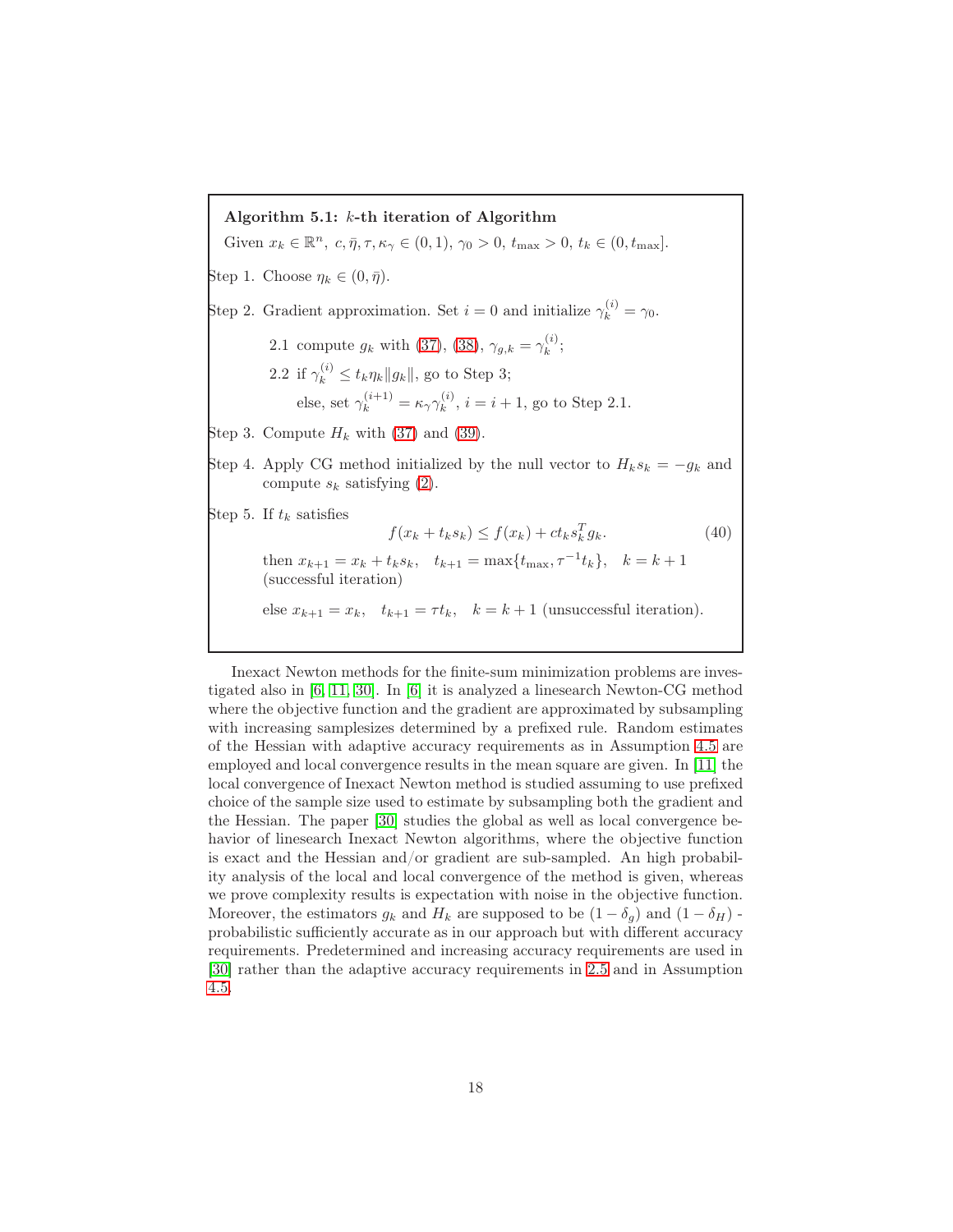**Algorithm 5.1: $k$-th iteration of Algorithm**

Given $x_k \in \mathbb{R}^n$, $c, \bar{\eta}, \tau, \kappa_\gamma \in (0,1)$, $\gamma_0 > 0$, $t_{\max} > 0$, $t_k \in (0, t_{\max}]$.

Step 1. Choose $\eta_k \in (0, \bar{\eta})$.

Step 2. Gradient approximation. Set $i = 0$ and initialize $\gamma_k^{(i)} = \gamma_0$.

- 2.1 compute $g_k$ with (37), (38), $\gamma_{g,k} = \gamma_k^{(i)}$;
- 2.2 if $\gamma_k^{(i)} \leq t_k \eta_k \|g_k\|$, go to Step 3;

  else, set $\gamma_k^{(i+1)} = \kappa_\gamma \gamma_k^{(i)}$, $i = i + 1$, go to Step 2.1.

Step 3. Compute $H_k$ with (37) and (39).

Step 4. Apply CG method initialized by the null vector to $H_k s_k = -g_k$ and compute $s_k$ satisfying (2).

Step 5. If $t_k$ satisfies

$$f(x_k + t_k s_k) \leq f(x_k) + c t_k s_k^T g_k. \tag{40}$$

then $x_{k+1} = x_k + t_k s_k, \quad t_{k+1} = \max\{t_{\max}, \tau^{-1} t_k\}, \quad k = k + 1$ (successful iteration)

else $x_{k+1} = x_k, \quad t_{k+1} = \tau t_k, \quad k = k + 1$ (unsuccessful iteration).

Inexact Newton methods for the finite-sum minimization problems are investigated also in [6, 11, 30]. In [6] it is analyzed a linesearch Newton-CG method where the objective function and the gradient are approximated by subsampling with increasing samplesizes determined by a prefixed rule. Random estimates of the Hessian with adaptive accuracy requirements as in Assumption 4.5 are employed and local convergence results in the mean square are given. In [11] the local convergence of Inexact Newton method is studied assuming to use prefixed choice of the sample size used to estimate by subsampling both the gradient and the Hessian. The paper [30] studies the global as well as local convergence behavior of linesearch Inexact Newton algorithms, where the objective function is exact and the Hessian and/or gradient are sub-sampled. An high probability analysis of the local and local convergence of the method is given, whereas we prove complexity results is expectation with noise in the objective function. Moreover, the estimators $g_k$ and $H_k$ are supposed to be $(1 - \delta_g)$ and $(1 - \delta_H)$ - probabilistic sufficiently accurate as in our approach but with different accuracy requirements. Predetermined and increasing accuracy requirements are used in [30] rather than the adaptive accuracy requirements in 2.5 and in Assumption 4.5.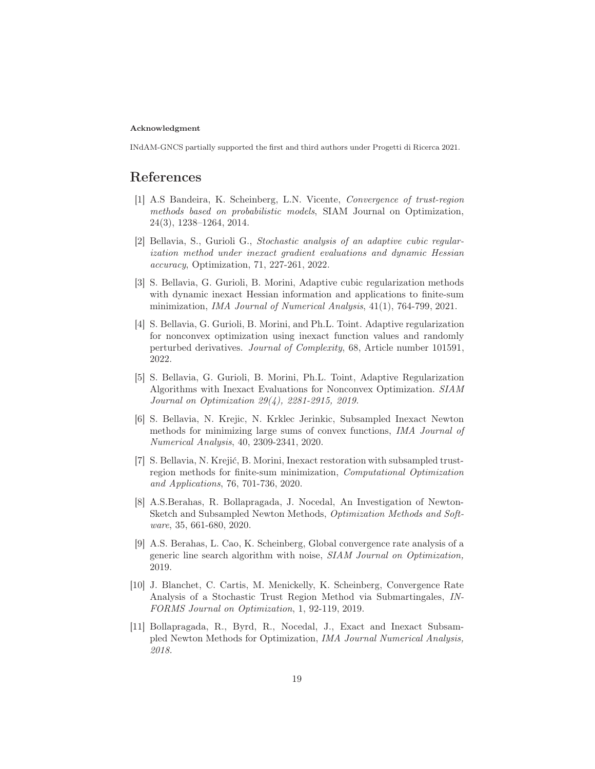**Acknowledgment**

INdAM-GNCS partially supported the first and third authors under Progetti di Ricerca 2021.

# References

[1] A.S Bandeira, K. Scheinberg, L.N. Vicente, *Convergence of trust-region methods based on probabilistic models*, SIAM Journal on Optimization, 24(3), 1238–1264, 2014.

[2] Bellavia, S., Gurioli G., *Stochastic analysis of an adaptive cubic regularization method under inexact gradient evaluations and dynamic Hessian accuracy*, Optimization, 71, 227-261, 2022.

[3] S. Bellavia, G. Gurioli, B. Morini, Adaptive cubic regularization methods with dynamic inexact Hessian information and applications to finite-sum minimization, *IMA Journal of Numerical Analysis*, 41(1), 764-799, 2021.

[4] S. Bellavia, G. Gurioli, B. Morini, and Ph.L. Toint. Adaptive regularization for nonconvex optimization using inexact function values and randomly perturbed derivatives. *Journal of Complexity*, 68, Article number 101591, 2022.

[5] S. Bellavia, G. Gurioli, B. Morini, Ph.L. Toint, Adaptive Regularization Algorithms with Inexact Evaluations for Nonconvex Optimization. *SIAM Journal on Optimization 29(4), 2281-2915, 2019*.

[6] S. Bellavia, N. Krejic, N. Krklec Jerinkic, Subsampled Inexact Newton methods for minimizing large sums of convex functions, *IMA Journal of Numerical Analysis*, 40, 2309-2341, 2020.

[7] S. Bellavia, N. Krejić, B. Morini, Inexact restoration with subsampled trust-region methods for finite-sum minimization, *Computational Optimization and Applications*, 76, 701-736, 2020.

[8] A.S.Berahas, R. Bollapragada, J. Nocedal, An Investigation of Newton-Sketch and Subsampled Newton Methods, *Optimization Methods and Software*, 35, 661-680, 2020.

[9] A.S. Berahas, L. Cao, K. Scheinberg, Global convergence rate analysis of a generic line search algorithm with noise, *SIAM Journal on Optimization,* 2019.

[10] J. Blanchet, C. Cartis, M. Menickelly, K. Scheinberg, Convergence Rate Analysis of a Stochastic Trust Region Method via Submartingales, *INFORMS Journal on Optimization*, 1, 92-119, 2019.

[11] Bollapragada, R., Byrd, R., Nocedal, J., Exact and Inexact Subsampled Newton Methods for Optimization, *IMA Journal Numerical Analysis, 2018.*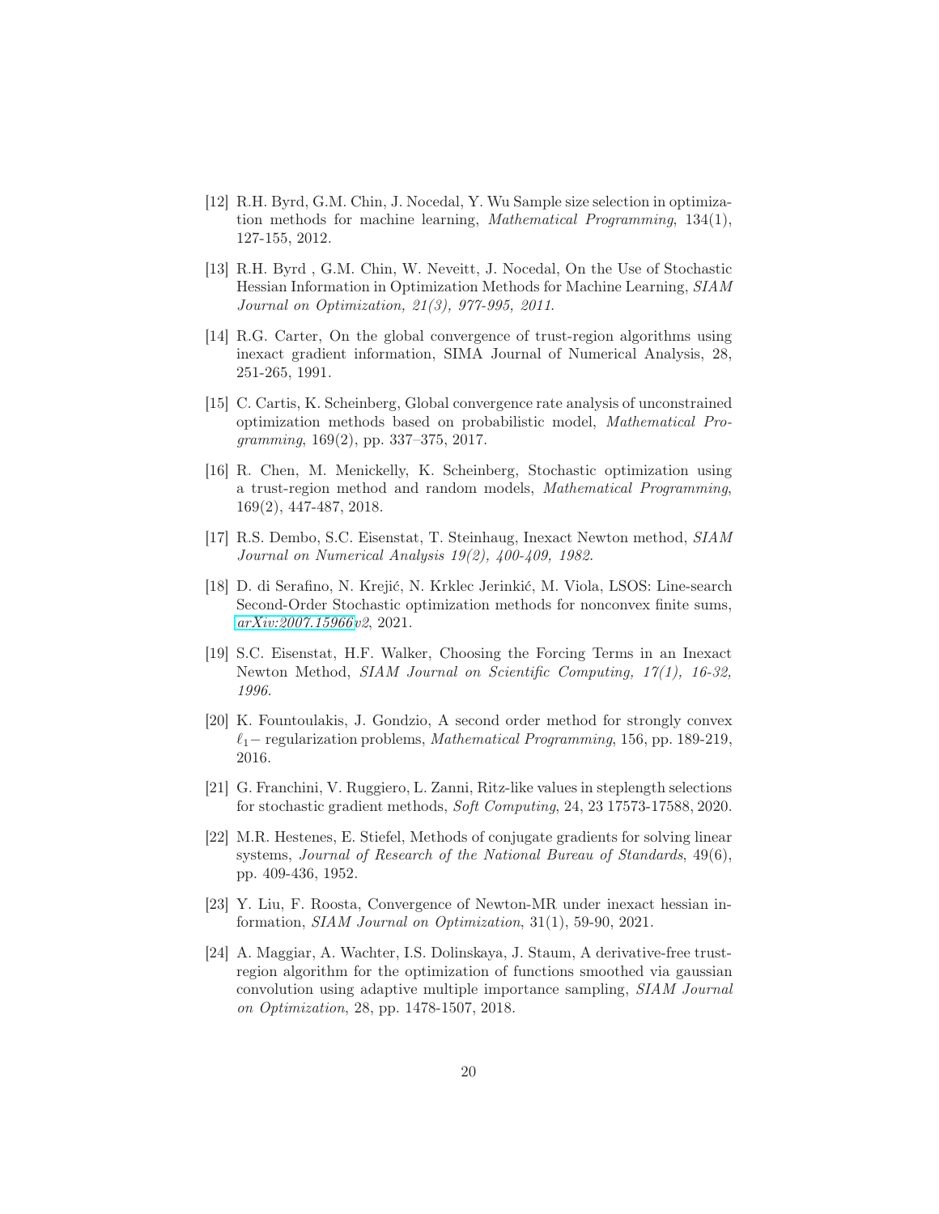[12] R.H. Byrd, G.M. Chin, J. Nocedal, Y. Wu Sample size selection in optimization methods for machine learning, *Mathematical Programming*, 134(1), 127-155, 2012.

[13] R.H. Byrd , G.M. Chin, W. Neveitt, J. Nocedal, On the Use of Stochastic Hessian Information in Optimization Methods for Machine Learning, *SIAM Journal on Optimization, 21(3), 977-995, 2011*.

[14] R.G. Carter, On the global convergence of trust-region algorithms using inexact gradient information, SIMA Journal of Numerical Analysis, 28, 251-265, 1991.

[15] C. Cartis, K. Scheinberg, Global convergence rate analysis of unconstrained optimization methods based on probabilistic model, *Mathematical Programming*, 169(2), pp. 337–375, 2017.

[16] R. Chen, M. Menickelly, K. Scheinberg, Stochastic optimization using a trust-region method and random models, *Mathematical Programming*, 169(2), 447-487, 2018.

[17] R.S. Dembo, S.C. Eisenstat, T. Steinhaug, Inexact Newton method, *SIAM Journal on Numerical Analysis 19(2), 400-409, 1982*.

[18] D. di Serafino, N. Krejić, N. Krklec Jerinkić, M. Viola, LSOS: Line-search Second-Order Stochastic optimization methods for nonconvex finite sums, *arXiv:2007.15966v2*, 2021.

[19] S.C. Eisenstat, H.F. Walker, Choosing the Forcing Terms in an Inexact Newton Method, *SIAM Journal on Scientific Computing, 17(1), 16-32, 1996*.

[20] K. Fountoulakis, J. Gondzio, A second order method for strongly convex $\ell_1-$ regularization problems, *Mathematical Programming*, 156, pp. 189-219, 2016.

[21] G. Franchini, V. Ruggiero, L. Zanni, Ritz-like values in steplength selections for stochastic gradient methods, *Soft Computing*, 24, 23 17573-17588, 2020.

[22] M.R. Hestenes, E. Stiefel, Methods of conjugate gradients for solving linear systems, *Journal of Research of the National Bureau of Standards*, 49(6), pp. 409-436, 1952.

[23] Y. Liu, F. Roosta, Convergence of Newton-MR under inexact hessian information, *SIAM Journal on Optimization*, 31(1), 59-90, 2021.

[24] A. Maggiar, A. Wachter, I.S. Dolinskaya, J. Staum, A derivative-free trust-region algorithm for the optimization of functions smoothed via gaussian convolution using adaptive multiple importance sampling, *SIAM Journal on Optimization*, 28, pp. 1478-1507, 2018.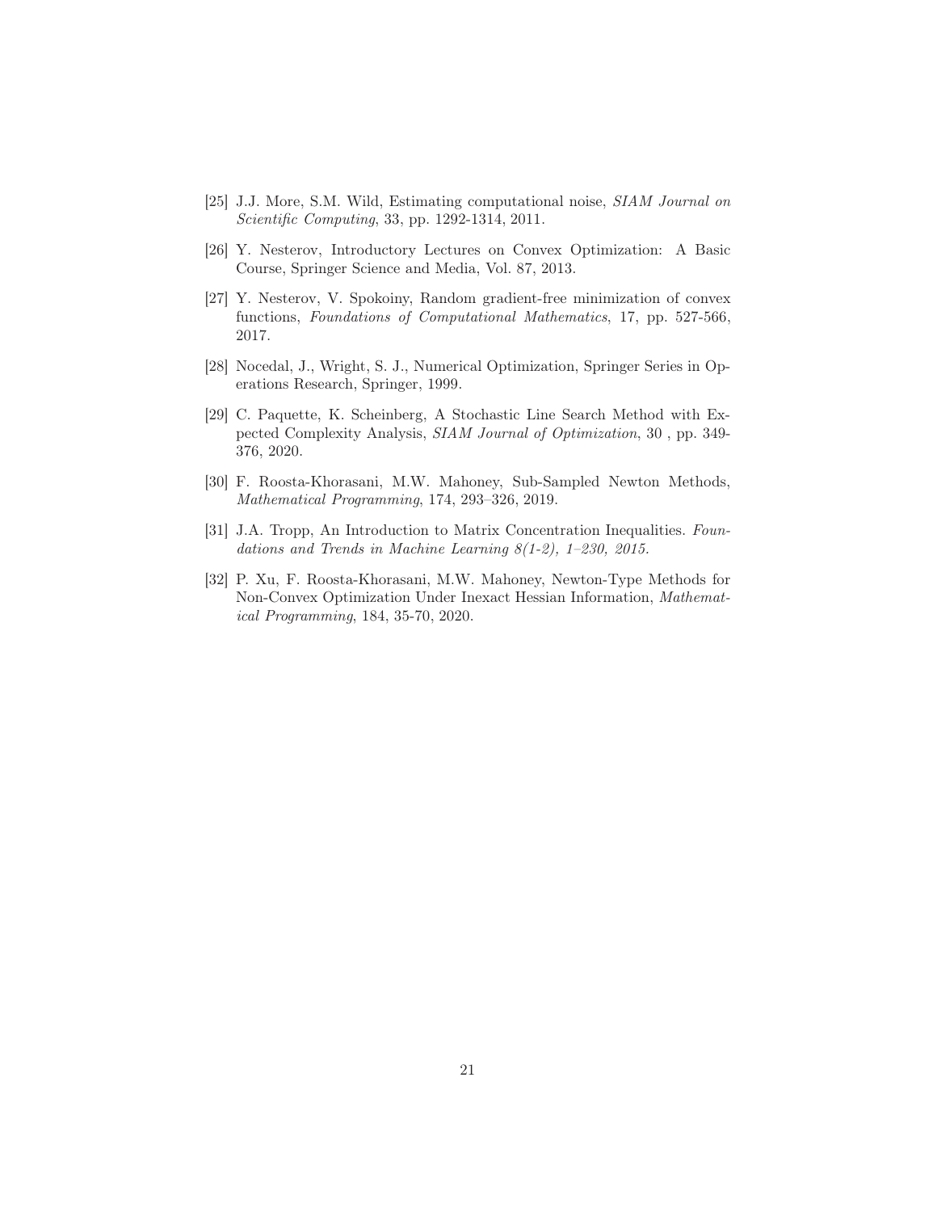[25] J.J. More, S.M. Wild, Estimating computational noise, *SIAM Journal on Scientific Computing*, 33, pp. 1292-1314, 2011.

[26] Y. Nesterov, Introductory Lectures on Convex Optimization: A Basic Course, Springer Science and Media, Vol. 87, 2013.

[27] Y. Nesterov, V. Spokoiny, Random gradient-free minimization of convex functions, *Foundations of Computational Mathematics*, 17, pp. 527-566, 2017.

[28] Nocedal, J., Wright, S. J., Numerical Optimization, Springer Series in Operations Research, Springer, 1999.

[29] C. Paquette, K. Scheinberg, A Stochastic Line Search Method with Expected Complexity Analysis, *SIAM Journal of Optimization*, 30 , pp. 349-376, 2020.

[30] F. Roosta-Khorasani, M.W. Mahoney, Sub-Sampled Newton Methods, *Mathematical Programming*, 174, 293–326, 2019.

[31] J.A. Tropp, An Introduction to Matrix Concentration Inequalities. *Foundations and Trends in Machine Learning 8(1-2), 1–230, 2015.*

[32] P. Xu, F. Roosta-Khorasani, M.W. Mahoney, Newton-Type Methods for Non-Convex Optimization Under Inexact Hessian Information, *Mathematical Programming*, 184, 35-70, 2020.